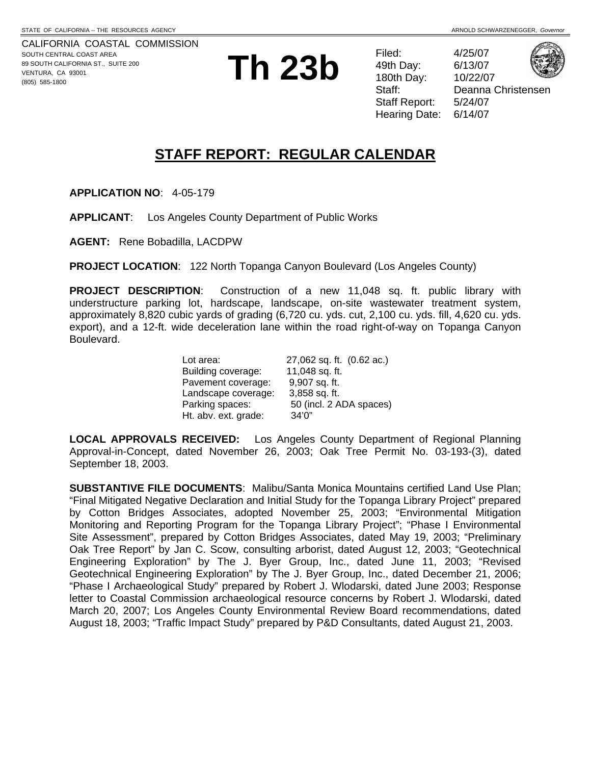STATE OF CALIFORNIA -- THE RESOURCES AGENCY — ARNOLD SCHWARZENEGGER, *Governor*

CALIFORNIA COASTAL COMMISSION
SOUTH CENTRAL COAST AREA
89 SOUTH CALIFORNIA ST., SUITE 200
VENTURA, CA 93001
(805) 585-1800

# Th 23b

| | |
|---|---|
| Filed: | 4/25/07 |
| 49th Day: | 6/13/07 |
| 180th Day: | 10/22/07 |
| Staff: | Deanna Christensen |
| Staff Report: | 5/24/07 |
| Hearing Date: | 6/14/07 |

## STAFF REPORT: REGULAR CALENDAR

**APPLICATION NO**: 4-05-179

**APPLICANT**: Los Angeles County Department of Public Works

**AGENT:** Rene Bobadilla, LACDPW

**PROJECT LOCATION**: 122 North Topanga Canyon Boulevard (Los Angeles County)

**PROJECT DESCRIPTION**: Construction of a new 11,048 sq. ft. public library with understructure parking lot, hardscape, landscape, on-site wastewater treatment system, approximately 8,820 cubic yards of grading (6,720 cu. yds. cut, 2,100 cu. yds. fill, 4,620 cu. yds. export), and a 12-ft. wide deceleration lane within the road right-of-way on Topanga Canyon Boulevard.

| | |
|---|---|
| Lot area: | 27,062 sq. ft. (0.62 ac.) |
| Building coverage: | 11,048 sq. ft. |
| Pavement coverage: | 9,907 sq. ft. |
| Landscape coverage: | 3,858 sq. ft. |
| Parking spaces: | 50 (incl. 2 ADA spaces) |
| Ht. abv. ext. grade: | 34'0" |

**LOCAL APPROVALS RECEIVED:** Los Angeles County Department of Regional Planning Approval-in-Concept, dated November 26, 2003; Oak Tree Permit No. 03-193-(3), dated September 18, 2003.

**SUBSTANTIVE FILE DOCUMENTS**: Malibu/Santa Monica Mountains certified Land Use Plan; "Final Mitigated Negative Declaration and Initial Study for the Topanga Library Project" prepared by Cotton Bridges Associates, adopted November 25, 2003; "Environmental Mitigation Monitoring and Reporting Program for the Topanga Library Project"; "Phase I Environmental Site Assessment", prepared by Cotton Bridges Associates, dated May 19, 2003; "Preliminary Oak Tree Report" by Jan C. Scow, consulting arborist, dated August 12, 2003; "Geotechnical Engineering Exploration" by The J. Byer Group, Inc., dated June 11, 2003; "Revised Geotechnical Engineering Exploration" by The J. Byer Group, Inc., dated December 21, 2006; "Phase I Archaeological Study" prepared by Robert J. Wlodarski, dated June 2003; Response letter to Coastal Commission archaeological resource concerns by Robert J. Wlodarski, dated March 20, 2007; Los Angeles County Environmental Review Board recommendations, dated August 18, 2003; "Traffic Impact Study" prepared by P&D Consultants, dated August 21, 2003.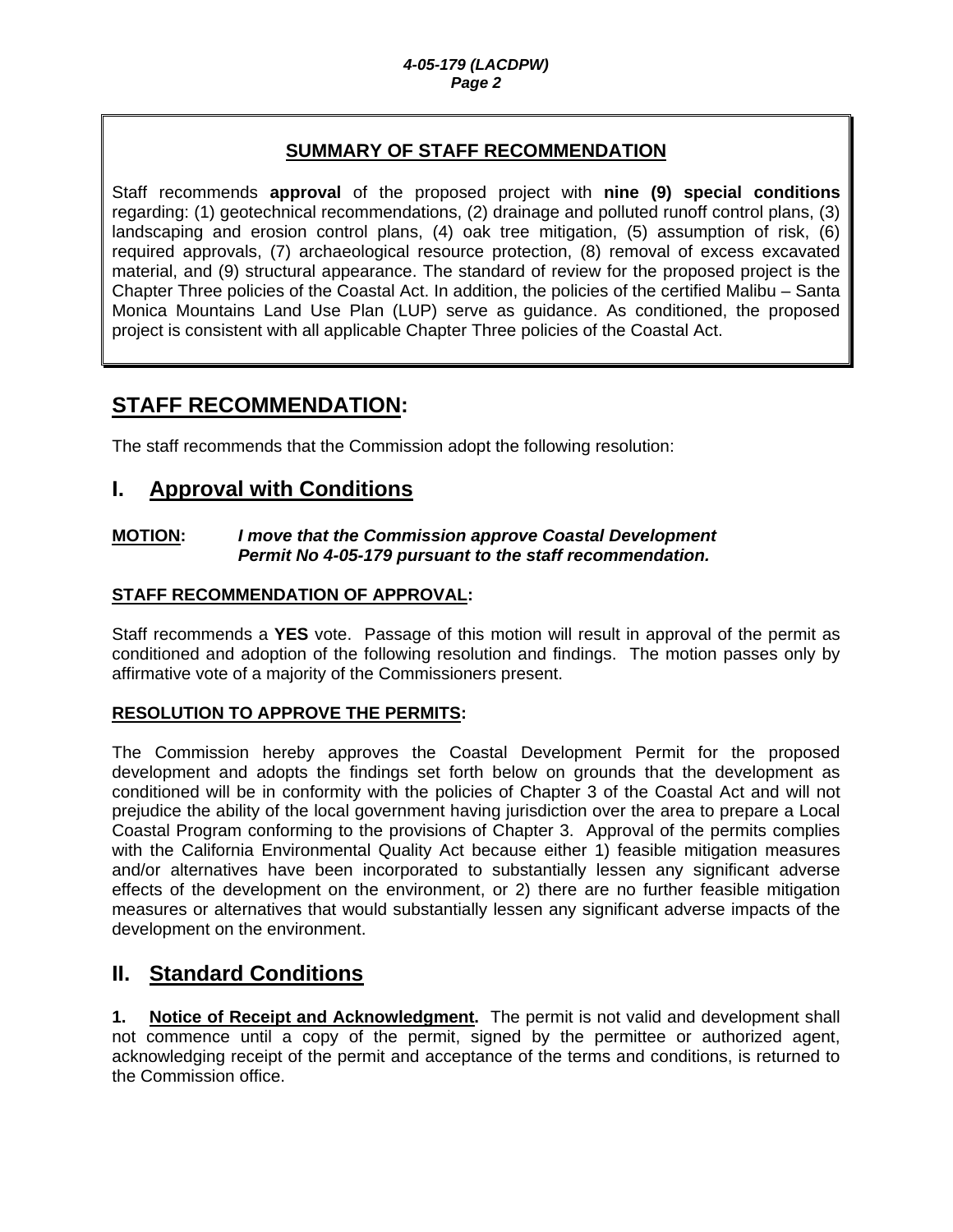## SUMMARY OF STAFF RECOMMENDATION

Staff recommends **approval** of the proposed project with **nine (9) special conditions** regarding: (1) geotechnical recommendations, (2) drainage and polluted runoff control plans, (3) landscaping and erosion control plans, (4) oak tree mitigation, (5) assumption of risk, (6) required approvals, (7) archaeological resource protection, (8) removal of excess excavated material, and (9) structural appearance. The standard of review for the proposed project is the Chapter Three policies of the Coastal Act. In addition, the policies of the certified Malibu – Santa Monica Mountains Land Use Plan (LUP) serve as guidance. As conditioned, the proposed project is consistent with all applicable Chapter Three policies of the Coastal Act.

# STAFF RECOMMENDATION:

The staff recommends that the Commission adopt the following resolution:

## I. Approval with Conditions

**MOTION:** ***I move that the Commission approve Coastal Development Permit No 4-05-179 pursuant to the staff recommendation.***

**STAFF RECOMMENDATION OF APPROVAL:**

Staff recommends a **YES** vote. Passage of this motion will result in approval of the permit as conditioned and adoption of the following resolution and findings. The motion passes only by affirmative vote of a majority of the Commissioners present.

**RESOLUTION TO APPROVE THE PERMITS:**

The Commission hereby approves the Coastal Development Permit for the proposed development and adopts the findings set forth below on grounds that the development as conditioned will be in conformity with the policies of Chapter 3 of the Coastal Act and will not prejudice the ability of the local government having jurisdiction over the area to prepare a Local Coastal Program conforming to the provisions of Chapter 3. Approval of the permits complies with the California Environmental Quality Act because either 1) feasible mitigation measures and/or alternatives have been incorporated to substantially lessen any significant adverse effects of the development on the environment, or 2) there are no further feasible mitigation measures or alternatives that would substantially lessen any significant adverse impacts of the development on the environment.

## II. Standard Conditions

**1. Notice of Receipt and Acknowledgment.** The permit is not valid and development shall not commence until a copy of the permit, signed by the permittee or authorized agent, acknowledging receipt of the permit and acceptance of the terms and conditions, is returned to the Commission office.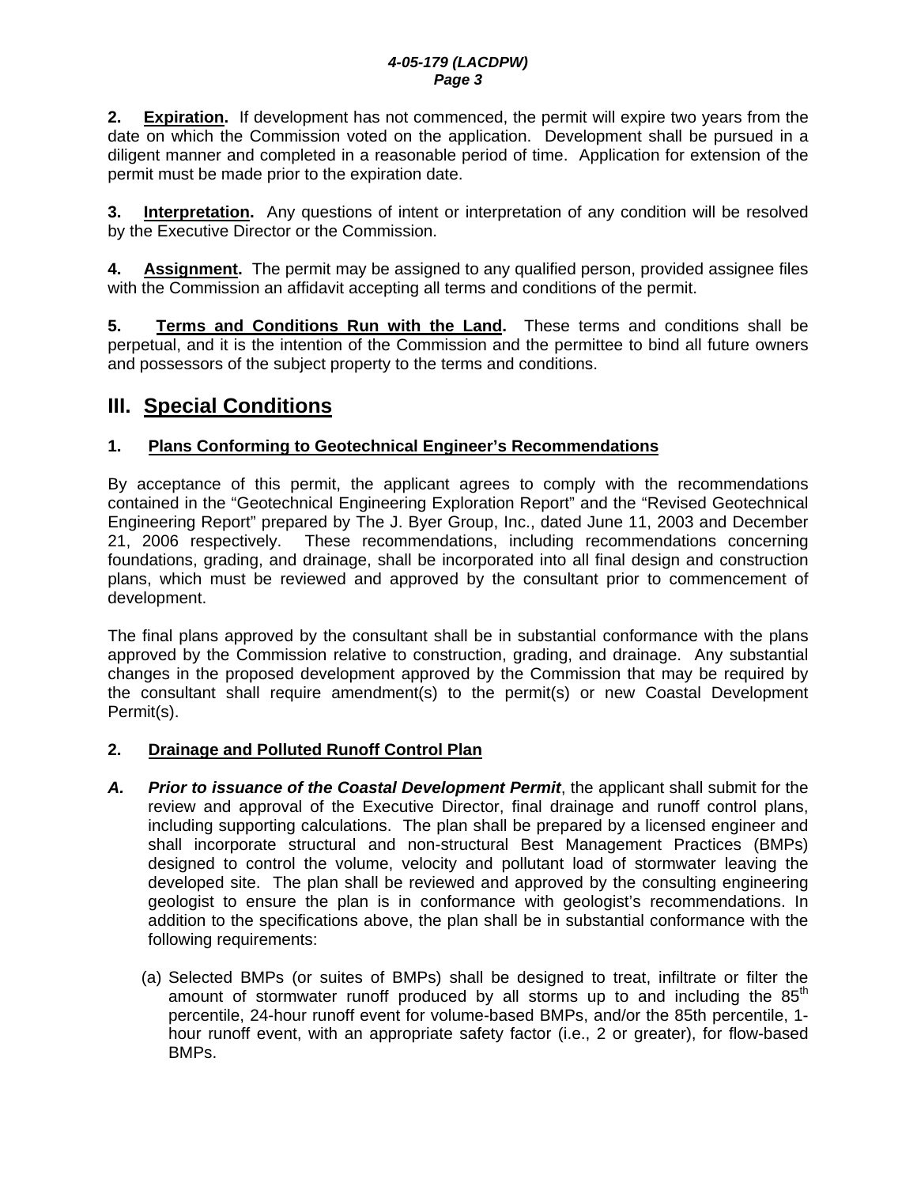**2. Expiration.** If development has not commenced, the permit will expire two years from the date on which the Commission voted on the application. Development shall be pursued in a diligent manner and completed in a reasonable period of time. Application for extension of the permit must be made prior to the expiration date.

**3. Interpretation.** Any questions of intent or interpretation of any condition will be resolved by the Executive Director or the Commission.

**4. Assignment.** The permit may be assigned to any qualified person, provided assignee files with the Commission an affidavit accepting all terms and conditions of the permit.

**5. Terms and Conditions Run with the Land.** These terms and conditions shall be perpetual, and it is the intention of the Commission and the permittee to bind all future owners and possessors of the subject property to the terms and conditions.

## III. Special Conditions

### 1. Plans Conforming to Geotechnical Engineer's Recommendations

By acceptance of this permit, the applicant agrees to comply with the recommendations contained in the "Geotechnical Engineering Exploration Report" and the "Revised Geotechnical Engineering Report" prepared by The J. Byer Group, Inc., dated June 11, 2003 and December 21, 2006 respectively. These recommendations, including recommendations concerning foundations, grading, and drainage, shall be incorporated into all final design and construction plans, which must be reviewed and approved by the consultant prior to commencement of development.

The final plans approved by the consultant shall be in substantial conformance with the plans approved by the Commission relative to construction, grading, and drainage. Any substantial changes in the proposed development approved by the Commission that may be required by the consultant shall require amendment(s) to the permit(s) or new Coastal Development Permit(s).

### 2. Drainage and Polluted Runoff Control Plan

***A. Prior to issuance of the Coastal Development Permit***, the applicant shall submit for the review and approval of the Executive Director, final drainage and runoff control plans, including supporting calculations. The plan shall be prepared by a licensed engineer and shall incorporate structural and non-structural Best Management Practices (BMPs) designed to control the volume, velocity and pollutant load of stormwater leaving the developed site. The plan shall be reviewed and approved by the consulting engineering geologist to ensure the plan is in conformance with geologist's recommendations. In addition to the specifications above, the plan shall be in substantial conformance with the following requirements:

(a) Selected BMPs (or suites of BMPs) shall be designed to treat, infiltrate or filter the amount of stormwater runoff produced by all storms up to and including the 85th percentile, 24-hour runoff event for volume-based BMPs, and/or the 85th percentile, 1-hour runoff event, with an appropriate safety factor (i.e., 2 or greater), for flow-based BMPs.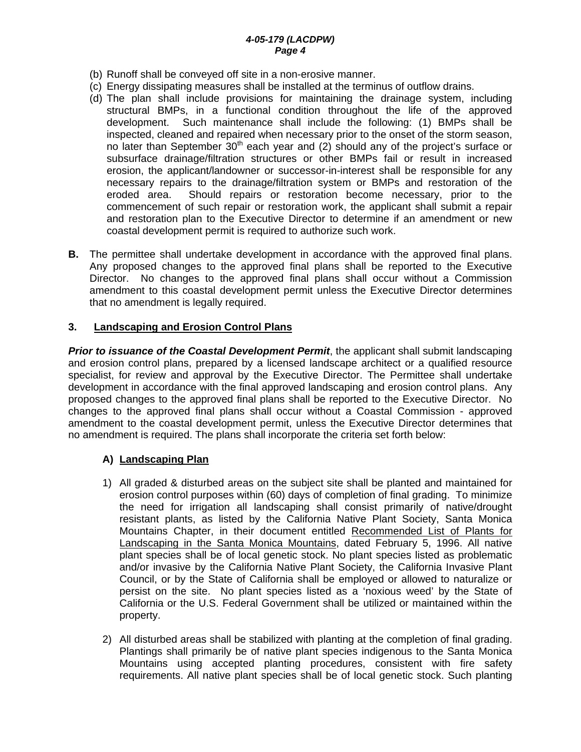(b) Runoff shall be conveyed off site in a non-erosive manner.
(c) Energy dissipating measures shall be installed at the terminus of outflow drains.
(d) The plan shall include provisions for maintaining the drainage system, including structural BMPs, in a functional condition throughout the life of the approved development. Such maintenance shall include the following: (1) BMPs shall be inspected, cleaned and repaired when necessary prior to the onset of the storm season, no later than September 30th each year and (2) should any of the project's surface or subsurface drainage/filtration structures or other BMPs fail or result in increased erosion, the applicant/landowner or successor-in-interest shall be responsible for any necessary repairs to the drainage/filtration system or BMPs and restoration of the eroded area. Should repairs or restoration become necessary, prior to the commencement of such repair or restoration work, the applicant shall submit a repair and restoration plan to the Executive Director to determine if an amendment or new coastal development permit is required to authorize such work.

**B.** The permittee shall undertake development in accordance with the approved final plans. Any proposed changes to the approved final plans shall be reported to the Executive Director. No changes to the approved final plans shall occur without a Commission amendment to this coastal development permit unless the Executive Director determines that no amendment is legally required.

### 3. Landscaping and Erosion Control Plans

***Prior to issuance of the Coastal Development Permit***, the applicant shall submit landscaping and erosion control plans, prepared by a licensed landscape architect or a qualified resource specialist, for review and approval by the Executive Director. The Permittee shall undertake development in accordance with the final approved landscaping and erosion control plans. Any proposed changes to the approved final plans shall be reported to the Executive Director. No changes to the approved final plans shall occur without a Coastal Commission - approved amendment to the coastal development permit, unless the Executive Director determines that no amendment is required. The plans shall incorporate the criteria set forth below:

#### A) Landscaping Plan

1) All graded & disturbed areas on the subject site shall be planted and maintained for erosion control purposes within (60) days of completion of final grading. To minimize the need for irrigation all landscaping shall consist primarily of native/drought resistant plants, as listed by the California Native Plant Society, Santa Monica Mountains Chapter, in their document entitled Recommended List of Plants for Landscaping in the Santa Monica Mountains, dated February 5, 1996. All native plant species shall be of local genetic stock. No plant species listed as problematic and/or invasive by the California Native Plant Society, the California Invasive Plant Council, or by the State of California shall be employed or allowed to naturalize or persist on the site. No plant species listed as a 'noxious weed' by the State of California or the U.S. Federal Government shall be utilized or maintained within the property.

2) All disturbed areas shall be stabilized with planting at the completion of final grading. Plantings shall primarily be of native plant species indigenous to the Santa Monica Mountains using accepted planting procedures, consistent with fire safety requirements. All native plant species shall be of local genetic stock. Such planting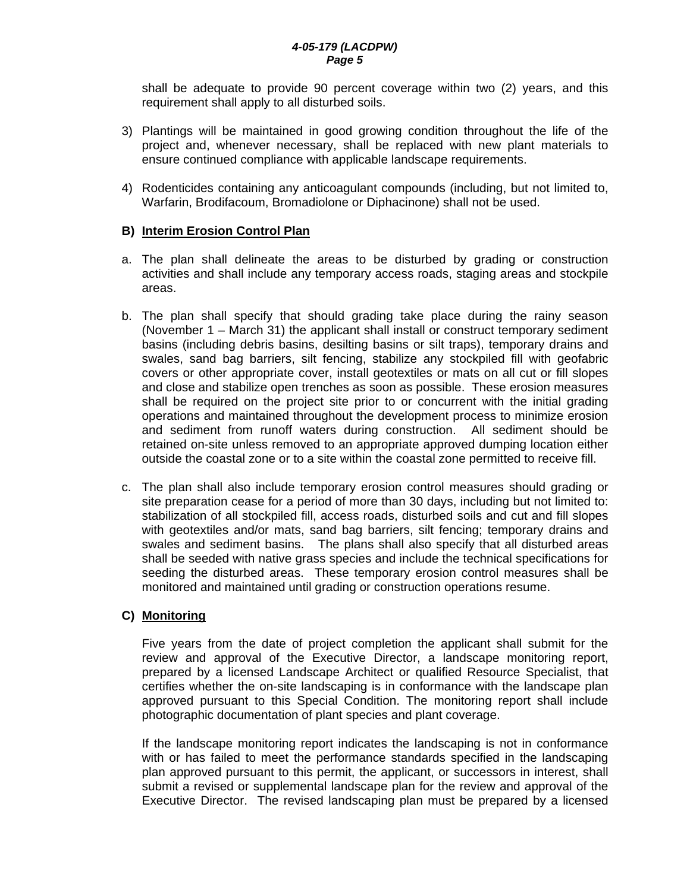shall be adequate to provide 90 percent coverage within two (2) years, and this requirement shall apply to all disturbed soils.

3) Plantings will be maintained in good growing condition throughout the life of the project and, whenever necessary, shall be replaced with new plant materials to ensure continued compliance with applicable landscape requirements.

4) Rodenticides containing any anticoagulant compounds (including, but not limited to, Warfarin, Brodifacoum, Bromadiolone or Diphacinone) shall not be used.

**B) <u>Interim Erosion Control Plan</u>**

a. The plan shall delineate the areas to be disturbed by grading or construction activities and shall include any temporary access roads, staging areas and stockpile areas.

b. The plan shall specify that should grading take place during the rainy season (November 1 – March 31) the applicant shall install or construct temporary sediment basins (including debris basins, desilting basins or silt traps), temporary drains and swales, sand bag barriers, silt fencing, stabilize any stockpiled fill with geofabric covers or other appropriate cover, install geotextiles or mats on all cut or fill slopes and close and stabilize open trenches as soon as possible. These erosion measures shall be required on the project site prior to or concurrent with the initial grading operations and maintained throughout the development process to minimize erosion and sediment from runoff waters during construction. All sediment should be retained on-site unless removed to an appropriate approved dumping location either outside the coastal zone or to a site within the coastal zone permitted to receive fill.

c. The plan shall also include temporary erosion control measures should grading or site preparation cease for a period of more than 30 days, including but not limited to: stabilization of all stockpiled fill, access roads, disturbed soils and cut and fill slopes with geotextiles and/or mats, sand bag barriers, silt fencing; temporary drains and swales and sediment basins. The plans shall also specify that all disturbed areas shall be seeded with native grass species and include the technical specifications for seeding the disturbed areas. These temporary erosion control measures shall be monitored and maintained until grading or construction operations resume.

**C) <u>Monitoring</u>**

Five years from the date of project completion the applicant shall submit for the review and approval of the Executive Director, a landscape monitoring report, prepared by a licensed Landscape Architect or qualified Resource Specialist, that certifies whether the on-site landscaping is in conformance with the landscape plan approved pursuant to this Special Condition. The monitoring report shall include photographic documentation of plant species and plant coverage.

If the landscape monitoring report indicates the landscaping is not in conformance with or has failed to meet the performance standards specified in the landscaping plan approved pursuant to this permit, the applicant, or successors in interest, shall submit a revised or supplemental landscape plan for the review and approval of the Executive Director. The revised landscaping plan must be prepared by a licensed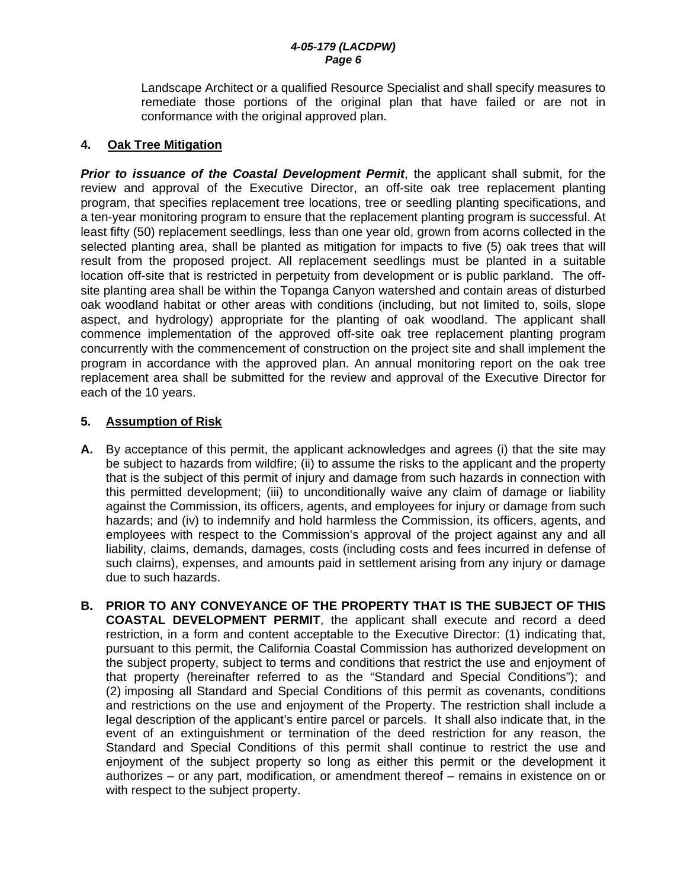Landscape Architect or a qualified Resource Specialist and shall specify measures to remediate those portions of the original plan that have failed or are not in conformance with the original approved plan.

**4. <u>Oak Tree Mitigation</u>**

***Prior to issuance of the Coastal Development Permit***, the applicant shall submit, for the review and approval of the Executive Director, an off-site oak tree replacement planting program, that specifies replacement tree locations, tree or seedling planting specifications, and a ten-year monitoring program to ensure that the replacement planting program is successful. At least fifty (50) replacement seedlings, less than one year old, grown from acorns collected in the selected planting area, shall be planted as mitigation for impacts to five (5) oak trees that will result from the proposed project. All replacement seedlings must be planted in a suitable location off-site that is restricted in perpetuity from development or is public parkland. The off-site planting area shall be within the Topanga Canyon watershed and contain areas of disturbed oak woodland habitat or other areas with conditions (including, but not limited to, soils, slope aspect, and hydrology) appropriate for the planting of oak woodland. The applicant shall commence implementation of the approved off-site oak tree replacement planting program concurrently with the commencement of construction on the project site and shall implement the program in accordance with the approved plan. An annual monitoring report on the oak tree replacement area shall be submitted for the review and approval of the Executive Director for each of the 10 years.

**5. <u>Assumption of Risk</u>**

**A.** By acceptance of this permit, the applicant acknowledges and agrees (i) that the site may be subject to hazards from wildfire; (ii) to assume the risks to the applicant and the property that is the subject of this permit of injury and damage from such hazards in connection with this permitted development; (iii) to unconditionally waive any claim of damage or liability against the Commission, its officers, agents, and employees for injury or damage from such hazards; and (iv) to indemnify and hold harmless the Commission, its officers, agents, and employees with respect to the Commission's approval of the project against any and all liability, claims, demands, damages, costs (including costs and fees incurred in defense of such claims), expenses, and amounts paid in settlement arising from any injury or damage due to such hazards.

**B. PRIOR TO ANY CONVEYANCE OF THE PROPERTY THAT IS THE SUBJECT OF THIS COASTAL DEVELOPMENT PERMIT**, the applicant shall execute and record a deed restriction, in a form and content acceptable to the Executive Director: (1) indicating that, pursuant to this permit, the California Coastal Commission has authorized development on the subject property, subject to terms and conditions that restrict the use and enjoyment of that property (hereinafter referred to as the "Standard and Special Conditions"); and (2) imposing all Standard and Special Conditions of this permit as covenants, conditions and restrictions on the use and enjoyment of the Property. The restriction shall include a legal description of the applicant's entire parcel or parcels. It shall also indicate that, in the event of an extinguishment or termination of the deed restriction for any reason, the Standard and Special Conditions of this permit shall continue to restrict the use and enjoyment of the subject property so long as either this permit or the development it authorizes – or any part, modification, or amendment thereof – remains in existence on or with respect to the subject property.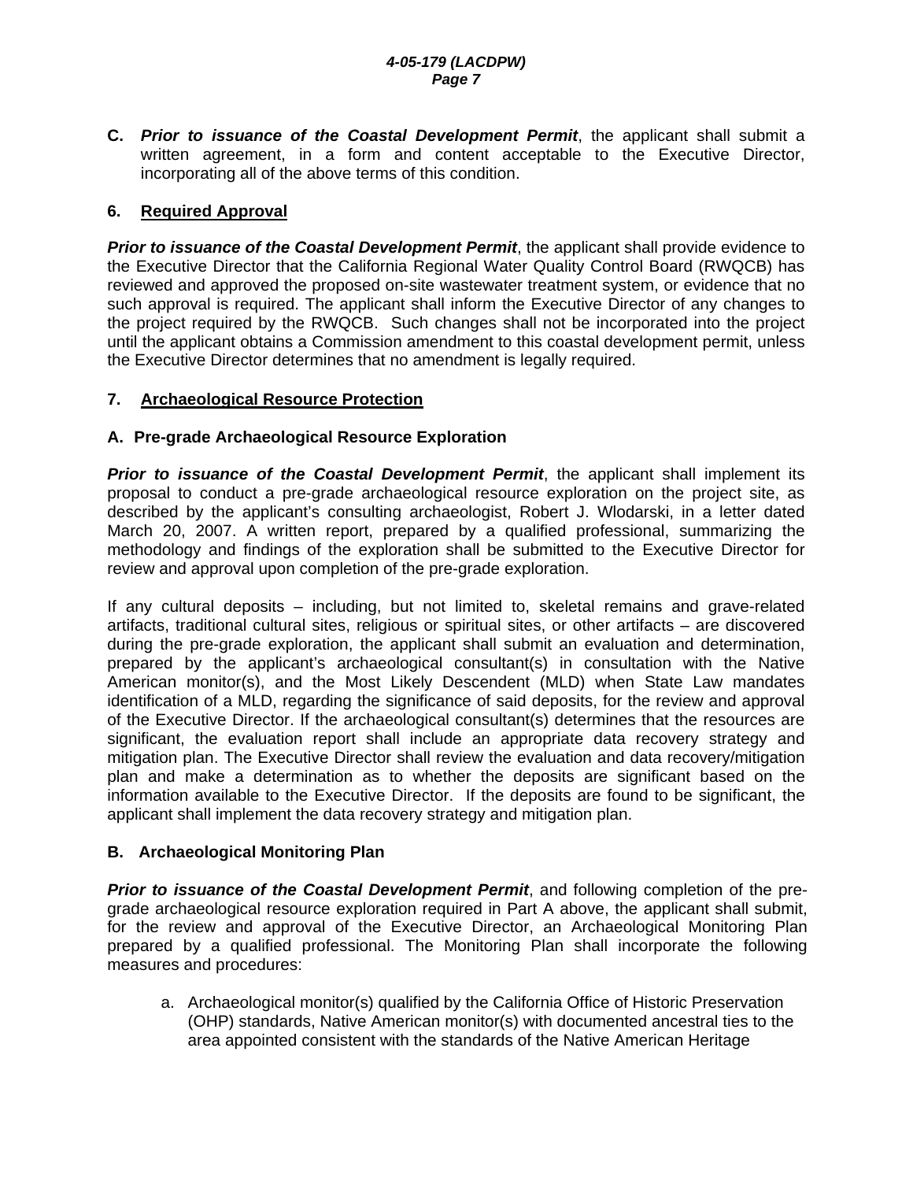**C.** ***Prior to issuance of the Coastal Development Permit***, the applicant shall submit a written agreement, in a form and content acceptable to the Executive Director, incorporating all of the above terms of this condition.

### 6. Required Approval

***Prior to issuance of the Coastal Development Permit***, the applicant shall provide evidence to the Executive Director that the California Regional Water Quality Control Board (RWQCB) has reviewed and approved the proposed on-site wastewater treatment system, or evidence that no such approval is required. The applicant shall inform the Executive Director of any changes to the project required by the RWQCB. Such changes shall not be incorporated into the project until the applicant obtains a Commission amendment to this coastal development permit, unless the Executive Director determines that no amendment is legally required.

### 7. Archaeological Resource Protection

#### A. Pre-grade Archaeological Resource Exploration

***Prior to issuance of the Coastal Development Permit***, the applicant shall implement its proposal to conduct a pre-grade archaeological resource exploration on the project site, as described by the applicant's consulting archaeologist, Robert J. Wlodarski, in a letter dated March 20, 2007. A written report, prepared by a qualified professional, summarizing the methodology and findings of the exploration shall be submitted to the Executive Director for review and approval upon completion of the pre-grade exploration.

If any cultural deposits – including, but not limited to, skeletal remains and grave-related artifacts, traditional cultural sites, religious or spiritual sites, or other artifacts – are discovered during the pre-grade exploration, the applicant shall submit an evaluation and determination, prepared by the applicant's archaeological consultant(s) in consultation with the Native American monitor(s), and the Most Likely Descendent (MLD) when State Law mandates identification of a MLD, regarding the significance of said deposits, for the review and approval of the Executive Director. If the archaeological consultant(s) determines that the resources are significant, the evaluation report shall include an appropriate data recovery strategy and mitigation plan. The Executive Director shall review the evaluation and data recovery/mitigation plan and make a determination as to whether the deposits are significant based on the information available to the Executive Director. If the deposits are found to be significant, the applicant shall implement the data recovery strategy and mitigation plan.

#### B. Archaeological Monitoring Plan

***Prior to issuance of the Coastal Development Permit***, and following completion of the pre-grade archaeological resource exploration required in Part A above, the applicant shall submit, for the review and approval of the Executive Director, an Archaeological Monitoring Plan prepared by a qualified professional. The Monitoring Plan shall incorporate the following measures and procedures:

a. Archaeological monitor(s) qualified by the California Office of Historic Preservation (OHP) standards, Native American monitor(s) with documented ancestral ties to the area appointed consistent with the standards of the Native American Heritage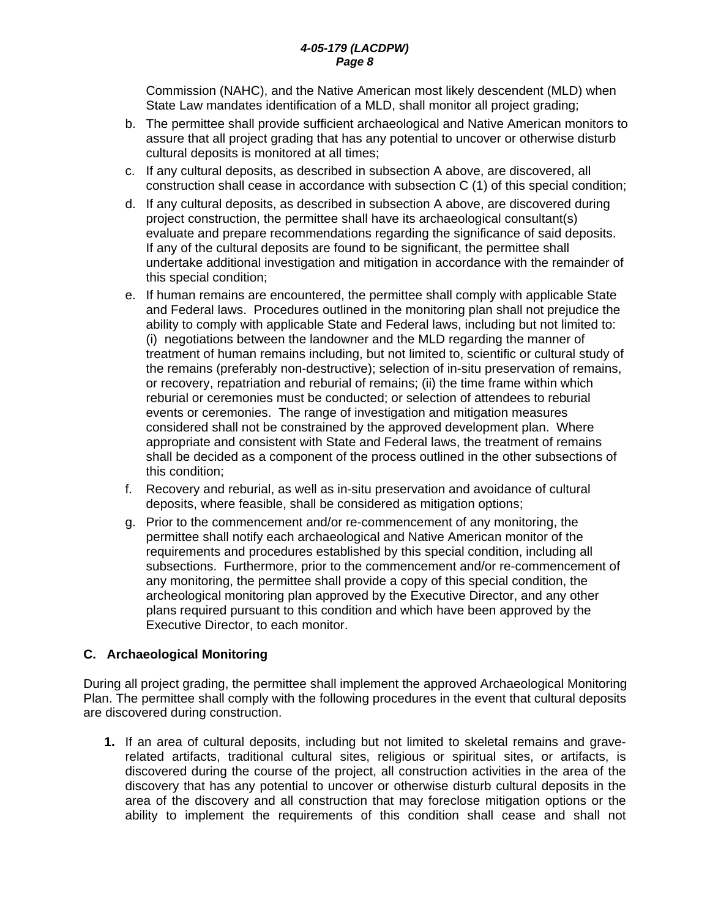Commission (NAHC), and the Native American most likely descendent (MLD) when State Law mandates identification of a MLD, shall monitor all project grading;

b. The permittee shall provide sufficient archaeological and Native American monitors to assure that all project grading that has any potential to uncover or otherwise disturb cultural deposits is monitored at all times;

c. If any cultural deposits, as described in subsection A above, are discovered, all construction shall cease in accordance with subsection C (1) of this special condition;

d. If any cultural deposits, as described in subsection A above, are discovered during project construction, the permittee shall have its archaeological consultant(s) evaluate and prepare recommendations regarding the significance of said deposits. If any of the cultural deposits are found to be significant, the permittee shall undertake additional investigation and mitigation in accordance with the remainder of this special condition;

e. If human remains are encountered, the permittee shall comply with applicable State and Federal laws. Procedures outlined in the monitoring plan shall not prejudice the ability to comply with applicable State and Federal laws, including but not limited to: (i) negotiations between the landowner and the MLD regarding the manner of treatment of human remains including, but not limited to, scientific or cultural study of the remains (preferably non-destructive); selection of in-situ preservation of remains, or recovery, repatriation and reburial of remains; (ii) the time frame within which reburial or ceremonies must be conducted; or selection of attendees to reburial events or ceremonies. The range of investigation and mitigation measures considered shall not be constrained by the approved development plan. Where appropriate and consistent with State and Federal laws, the treatment of remains shall be decided as a component of the process outlined in the other subsections of this condition;

f. Recovery and reburial, as well as in-situ preservation and avoidance of cultural deposits, where feasible, shall be considered as mitigation options;

g. Prior to the commencement and/or re-commencement of any monitoring, the permittee shall notify each archaeological and Native American monitor of the requirements and procedures established by this special condition, including all subsections. Furthermore, prior to the commencement and/or re-commencement of any monitoring, the permittee shall provide a copy of this special condition, the archeological monitoring plan approved by the Executive Director, and any other plans required pursuant to this condition and which have been approved by the Executive Director, to each monitor.

**C. Archaeological Monitoring**

During all project grading, the permittee shall implement the approved Archaeological Monitoring Plan. The permittee shall comply with the following procedures in the event that cultural deposits are discovered during construction.

**1.** If an area of cultural deposits, including but not limited to skeletal remains and grave-related artifacts, traditional cultural sites, religious or spiritual sites, or artifacts, is discovered during the course of the project, all construction activities in the area of the discovery that has any potential to uncover or otherwise disturb cultural deposits in the area of the discovery and all construction that may foreclose mitigation options or the ability to implement the requirements of this condition shall cease and shall not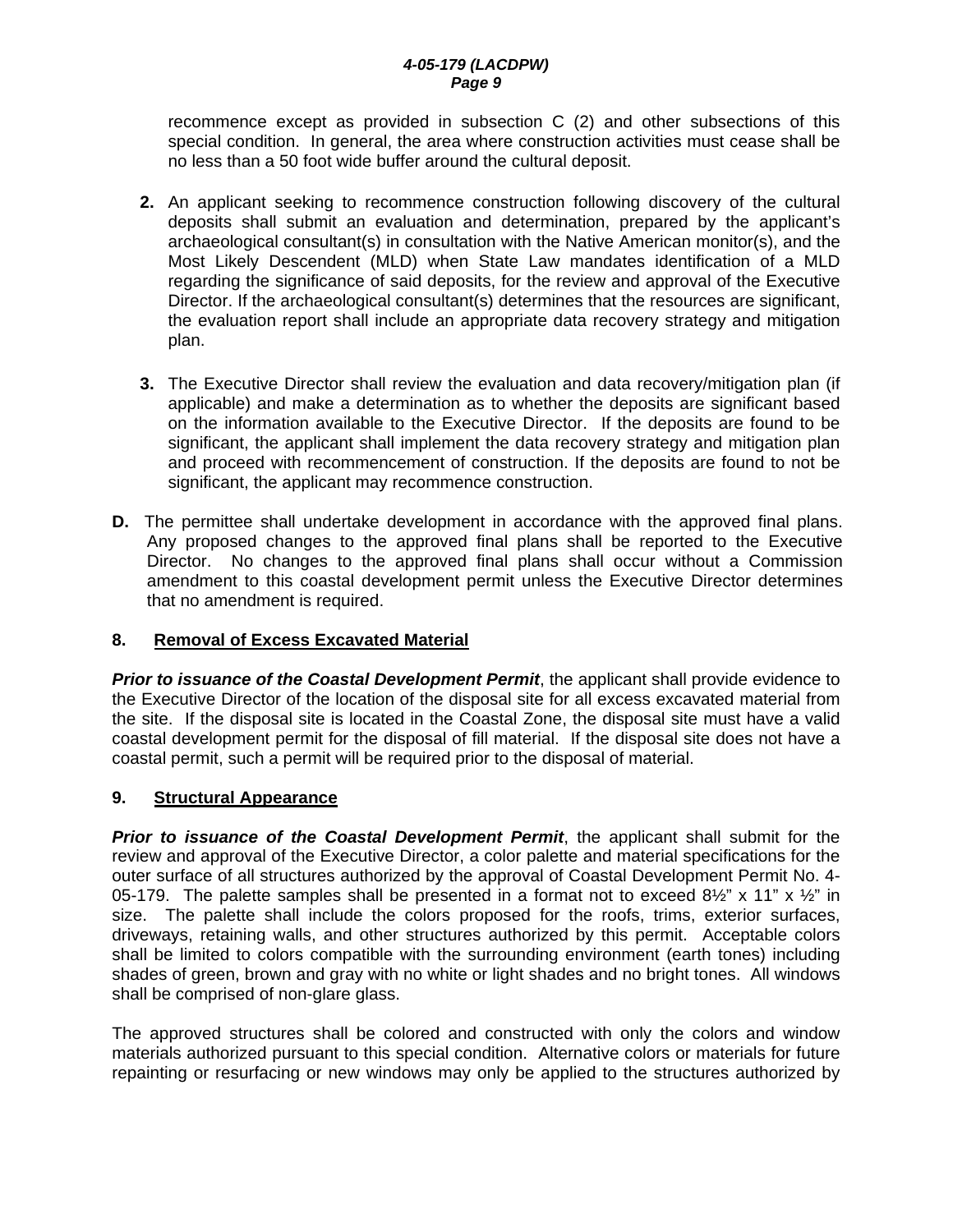recommence except as provided in subsection C (2) and other subsections of this special condition. In general, the area where construction activities must cease shall be no less than a 50 foot wide buffer around the cultural deposit.

**2.** An applicant seeking to recommence construction following discovery of the cultural deposits shall submit an evaluation and determination, prepared by the applicant's archaeological consultant(s) in consultation with the Native American monitor(s), and the Most Likely Descendent (MLD) when State Law mandates identification of a MLD regarding the significance of said deposits, for the review and approval of the Executive Director. If the archaeological consultant(s) determines that the resources are significant, the evaluation report shall include an appropriate data recovery strategy and mitigation plan.

**3.** The Executive Director shall review the evaluation and data recovery/mitigation plan (if applicable) and make a determination as to whether the deposits are significant based on the information available to the Executive Director. If the deposits are found to be significant, the applicant shall implement the data recovery strategy and mitigation plan and proceed with recommencement of construction. If the deposits are found to not be significant, the applicant may recommence construction.

**D.** The permittee shall undertake development in accordance with the approved final plans. Any proposed changes to the approved final plans shall be reported to the Executive Director. No changes to the approved final plans shall occur without a Commission amendment to this coastal development permit unless the Executive Director determines that no amendment is required.

**8. <u>Removal of Excess Excavated Material</u>**

***Prior to issuance of the Coastal Development Permit***, the applicant shall provide evidence to the Executive Director of the location of the disposal site for all excess excavated material from the site. If the disposal site is located in the Coastal Zone, the disposal site must have a valid coastal development permit for the disposal of fill material. If the disposal site does not have a coastal permit, such a permit will be required prior to the disposal of material.

**9. <u>Structural Appearance</u>**

***Prior to issuance of the Coastal Development Permit***, the applicant shall submit for the review and approval of the Executive Director, a color palette and material specifications for the outer surface of all structures authorized by the approval of Coastal Development Permit No. 4-05-179. The palette samples shall be presented in a format not to exceed 8½" x 11" x ½" in size. The palette shall include the colors proposed for the roofs, trims, exterior surfaces, driveways, retaining walls, and other structures authorized by this permit. Acceptable colors shall be limited to colors compatible with the surrounding environment (earth tones) including shades of green, brown and gray with no white or light shades and no bright tones. All windows shall be comprised of non-glare glass.

The approved structures shall be colored and constructed with only the colors and window materials authorized pursuant to this special condition. Alternative colors or materials for future repainting or resurfacing or new windows may only be applied to the structures authorized by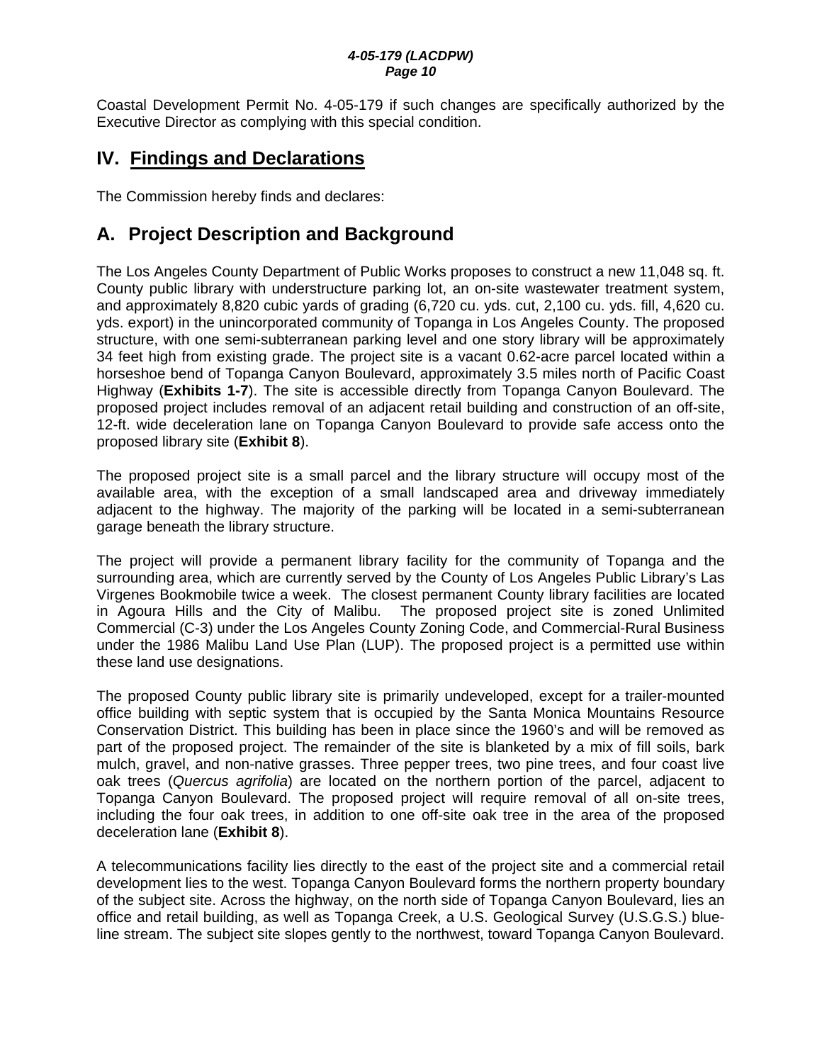Coastal Development Permit No. 4-05-179 if such changes are specifically authorized by the Executive Director as complying with this special condition.

# IV. Findings and Declarations

The Commission hereby finds and declares:

## A. Project Description and Background

The Los Angeles County Department of Public Works proposes to construct a new 11,048 sq. ft. County public library with understructure parking lot, an on-site wastewater treatment system, and approximately 8,820 cubic yards of grading (6,720 cu. yds. cut, 2,100 cu. yds. fill, 4,620 cu. yds. export) in the unincorporated community of Topanga in Los Angeles County. The proposed structure, with one semi-subterranean parking level and one story library will be approximately 34 feet high from existing grade. The project site is a vacant 0.62-acre parcel located within a horseshoe bend of Topanga Canyon Boulevard, approximately 3.5 miles north of Pacific Coast Highway (**Exhibits 1-7**). The site is accessible directly from Topanga Canyon Boulevard. The proposed project includes removal of an adjacent retail building and construction of an off-site, 12-ft. wide deceleration lane on Topanga Canyon Boulevard to provide safe access onto the proposed library site (**Exhibit 8**).

The proposed project site is a small parcel and the library structure will occupy most of the available area, with the exception of a small landscaped area and driveway immediately adjacent to the highway. The majority of the parking will be located in a semi-subterranean garage beneath the library structure.

The project will provide a permanent library facility for the community of Topanga and the surrounding area, which are currently served by the County of Los Angeles Public Library's Las Virgenes Bookmobile twice a week. The closest permanent County library facilities are located in Agoura Hills and the City of Malibu. The proposed project site is zoned Unlimited Commercial (C-3) under the Los Angeles County Zoning Code, and Commercial-Rural Business under the 1986 Malibu Land Use Plan (LUP). The proposed project is a permitted use within these land use designations.

The proposed County public library site is primarily undeveloped, except for a trailer-mounted office building with septic system that is occupied by the Santa Monica Mountains Resource Conservation District. This building has been in place since the 1960's and will be removed as part of the proposed project. The remainder of the site is blanketed by a mix of fill soils, bark mulch, gravel, and non-native grasses. Three pepper trees, two pine trees, and four coast live oak trees (*Quercus agrifolia*) are located on the northern portion of the parcel, adjacent to Topanga Canyon Boulevard. The proposed project will require removal of all on-site trees, including the four oak trees, in addition to one off-site oak tree in the area of the proposed deceleration lane (**Exhibit 8**).

A telecommunications facility lies directly to the east of the project site and a commercial retail development lies to the west. Topanga Canyon Boulevard forms the northern property boundary of the subject site. Across the highway, on the north side of Topanga Canyon Boulevard, lies an office and retail building, as well as Topanga Creek, a U.S. Geological Survey (U.S.G.S.) blue-line stream. The subject site slopes gently to the northwest, toward Topanga Canyon Boulevard.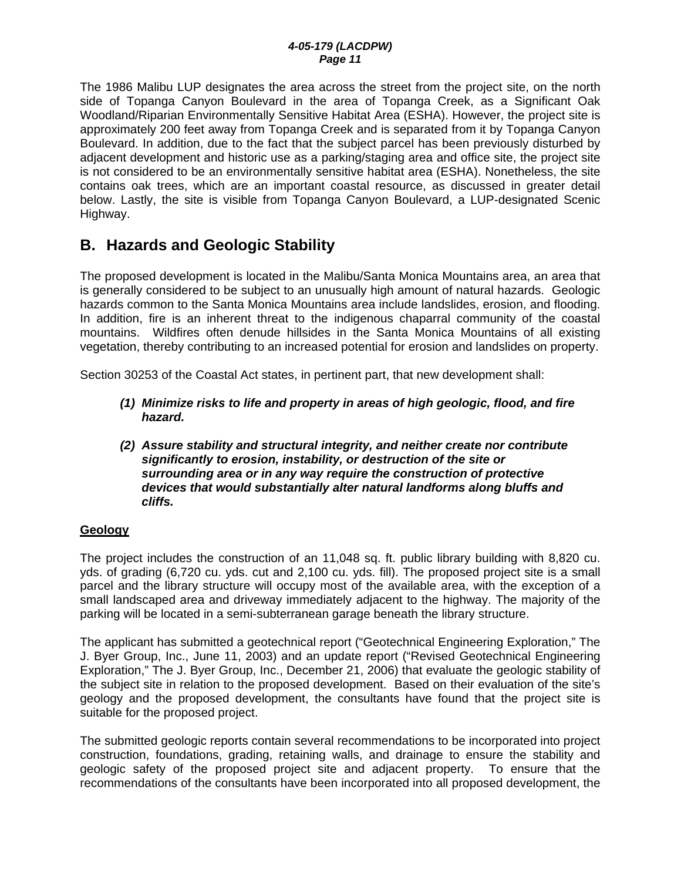The 1986 Malibu LUP designates the area across the street from the project site, on the north side of Topanga Canyon Boulevard in the area of Topanga Creek, as a Significant Oak Woodland/Riparian Environmentally Sensitive Habitat Area (ESHA). However, the project site is approximately 200 feet away from Topanga Creek and is separated from it by Topanga Canyon Boulevard. In addition, due to the fact that the subject parcel has been previously disturbed by adjacent development and historic use as a parking/staging area and office site, the project site is not considered to be an environmentally sensitive habitat area (ESHA). Nonetheless, the site contains oak trees, which are an important coastal resource, as discussed in greater detail below. Lastly, the site is visible from Topanga Canyon Boulevard, a LUP-designated Scenic Highway.

## B. Hazards and Geologic Stability

The proposed development is located in the Malibu/Santa Monica Mountains area, an area that is generally considered to be subject to an unusually high amount of natural hazards. Geologic hazards common to the Santa Monica Mountains area include landslides, erosion, and flooding. In addition, fire is an inherent threat to the indigenous chaparral community of the coastal mountains. Wildfires often denude hillsides in the Santa Monica Mountains of all existing vegetation, thereby contributing to an increased potential for erosion and landslides on property.

Section 30253 of the Coastal Act states, in pertinent part, that new development shall:

> ***(1) Minimize risks to life and property in areas of high geologic, flood, and fire hazard.***
>
> ***(2) Assure stability and structural integrity, and neither create nor contribute significantly to erosion, instability, or destruction of the site or surrounding area or in any way require the construction of protective devices that would substantially alter natural landforms along bluffs and cliffs.***

**Geology**

The project includes the construction of an 11,048 sq. ft. public library building with 8,820 cu. yds. of grading (6,720 cu. yds. cut and 2,100 cu. yds. fill). The proposed project site is a small parcel and the library structure will occupy most of the available area, with the exception of a small landscaped area and driveway immediately adjacent to the highway. The majority of the parking will be located in a semi-subterranean garage beneath the library structure.

The applicant has submitted a geotechnical report ("Geotechnical Engineering Exploration," The J. Byer Group, Inc., June 11, 2003) and an update report ("Revised Geotechnical Engineering Exploration," The J. Byer Group, Inc., December 21, 2006) that evaluate the geologic stability of the subject site in relation to the proposed development. Based on their evaluation of the site's geology and the proposed development, the consultants have found that the project site is suitable for the proposed project.

The submitted geologic reports contain several recommendations to be incorporated into project construction, foundations, grading, retaining walls, and drainage to ensure the stability and geologic safety of the proposed project site and adjacent property. To ensure that the recommendations of the consultants have been incorporated into all proposed development, the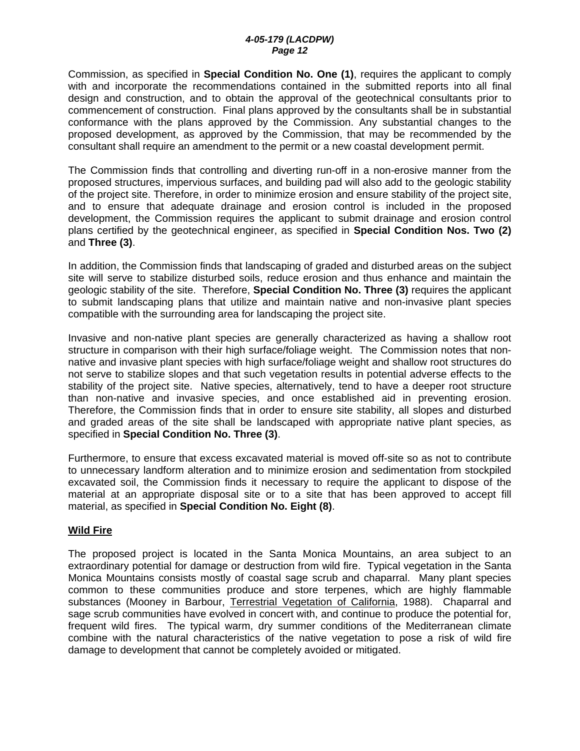Commission, as specified in **Special Condition No. One (1)**, requires the applicant to comply with and incorporate the recommendations contained in the submitted reports into all final design and construction, and to obtain the approval of the geotechnical consultants prior to commencement of construction. Final plans approved by the consultants shall be in substantial conformance with the plans approved by the Commission. Any substantial changes to the proposed development, as approved by the Commission, that may be recommended by the consultant shall require an amendment to the permit or a new coastal development permit.

The Commission finds that controlling and diverting run-off in a non-erosive manner from the proposed structures, impervious surfaces, and building pad will also add to the geologic stability of the project site. Therefore, in order to minimize erosion and ensure stability of the project site, and to ensure that adequate drainage and erosion control is included in the proposed development, the Commission requires the applicant to submit drainage and erosion control plans certified by the geotechnical engineer, as specified in **Special Condition Nos. Two (2)** and **Three (3)**.

In addition, the Commission finds that landscaping of graded and disturbed areas on the subject site will serve to stabilize disturbed soils, reduce erosion and thus enhance and maintain the geologic stability of the site. Therefore, **Special Condition No. Three (3)** requires the applicant to submit landscaping plans that utilize and maintain native and non-invasive plant species compatible with the surrounding area for landscaping the project site.

Invasive and non-native plant species are generally characterized as having a shallow root structure in comparison with their high surface/foliage weight. The Commission notes that non-native and invasive plant species with high surface/foliage weight and shallow root structures do not serve to stabilize slopes and that such vegetation results in potential adverse effects to the stability of the project site. Native species, alternatively, tend to have a deeper root structure than non-native and invasive species, and once established aid in preventing erosion. Therefore, the Commission finds that in order to ensure site stability, all slopes and disturbed and graded areas of the site shall be landscaped with appropriate native plant species, as specified in **Special Condition No. Three (3)**.

Furthermore, to ensure that excess excavated material is moved off-site so as not to contribute to unnecessary landform alteration and to minimize erosion and sedimentation from stockpiled excavated soil, the Commission finds it necessary to require the applicant to dispose of the material at an appropriate disposal site or to a site that has been approved to accept fill material, as specified in **Special Condition No. Eight (8)**.

**Wild Fire**

The proposed project is located in the Santa Monica Mountains, an area subject to an extraordinary potential for damage or destruction from wild fire. Typical vegetation in the Santa Monica Mountains consists mostly of coastal sage scrub and chaparral. Many plant species common to these communities produce and store terpenes, which are highly flammable substances (Mooney in Barbour, Terrestrial Vegetation of California, 1988). Chaparral and sage scrub communities have evolved in concert with, and continue to produce the potential for, frequent wild fires. The typical warm, dry summer conditions of the Mediterranean climate combine with the natural characteristics of the native vegetation to pose a risk of wild fire damage to development that cannot be completely avoided or mitigated.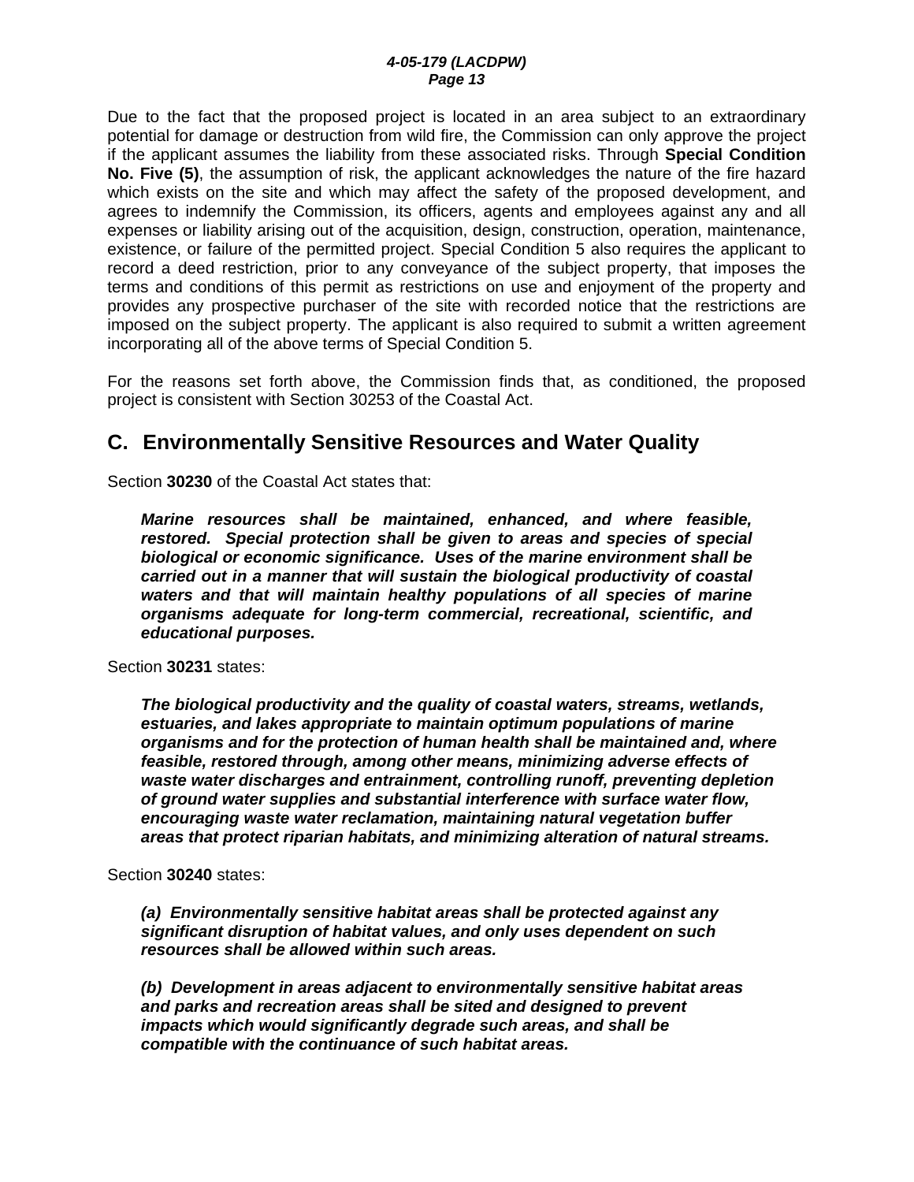Due to the fact that the proposed project is located in an area subject to an extraordinary potential for damage or destruction from wild fire, the Commission can only approve the project if the applicant assumes the liability from these associated risks. Through **Special Condition No. Five (5)**, the assumption of risk, the applicant acknowledges the nature of the fire hazard which exists on the site and which may affect the safety of the proposed development, and agrees to indemnify the Commission, its officers, agents and employees against any and all expenses or liability arising out of the acquisition, design, construction, operation, maintenance, existence, or failure of the permitted project. Special Condition 5 also requires the applicant to record a deed restriction, prior to any conveyance of the subject property, that imposes the terms and conditions of this permit as restrictions on use and enjoyment of the property and provides any prospective purchaser of the site with recorded notice that the restrictions are imposed on the subject property. The applicant is also required to submit a written agreement incorporating all of the above terms of Special Condition 5.

For the reasons set forth above, the Commission finds that, as conditioned, the proposed project is consistent with Section 30253 of the Coastal Act.

## C. Environmentally Sensitive Resources and Water Quality

Section **30230** of the Coastal Act states that:

> ***Marine resources shall be maintained, enhanced, and where feasible, restored. Special protection shall be given to areas and species of special biological or economic significance. Uses of the marine environment shall be carried out in a manner that will sustain the biological productivity of coastal waters and that will maintain healthy populations of all species of marine organisms adequate for long-term commercial, recreational, scientific, and educational purposes.***

Section **30231** states:

> ***The biological productivity and the quality of coastal waters, streams, wetlands, estuaries, and lakes appropriate to maintain optimum populations of marine organisms and for the protection of human health shall be maintained and, where feasible, restored through, among other means, minimizing adverse effects of waste water discharges and entrainment, controlling runoff, preventing depletion of ground water supplies and substantial interference with surface water flow, encouraging waste water reclamation, maintaining natural vegetation buffer areas that protect riparian habitats, and minimizing alteration of natural streams.***

Section **30240** states:

> ***(a) Environmentally sensitive habitat areas shall be protected against any significant disruption of habitat values, and only uses dependent on such resources shall be allowed within such areas.***
>
> ***(b) Development in areas adjacent to environmentally sensitive habitat areas and parks and recreation areas shall be sited and designed to prevent impacts which would significantly degrade such areas, and shall be compatible with the continuance of such habitat areas.***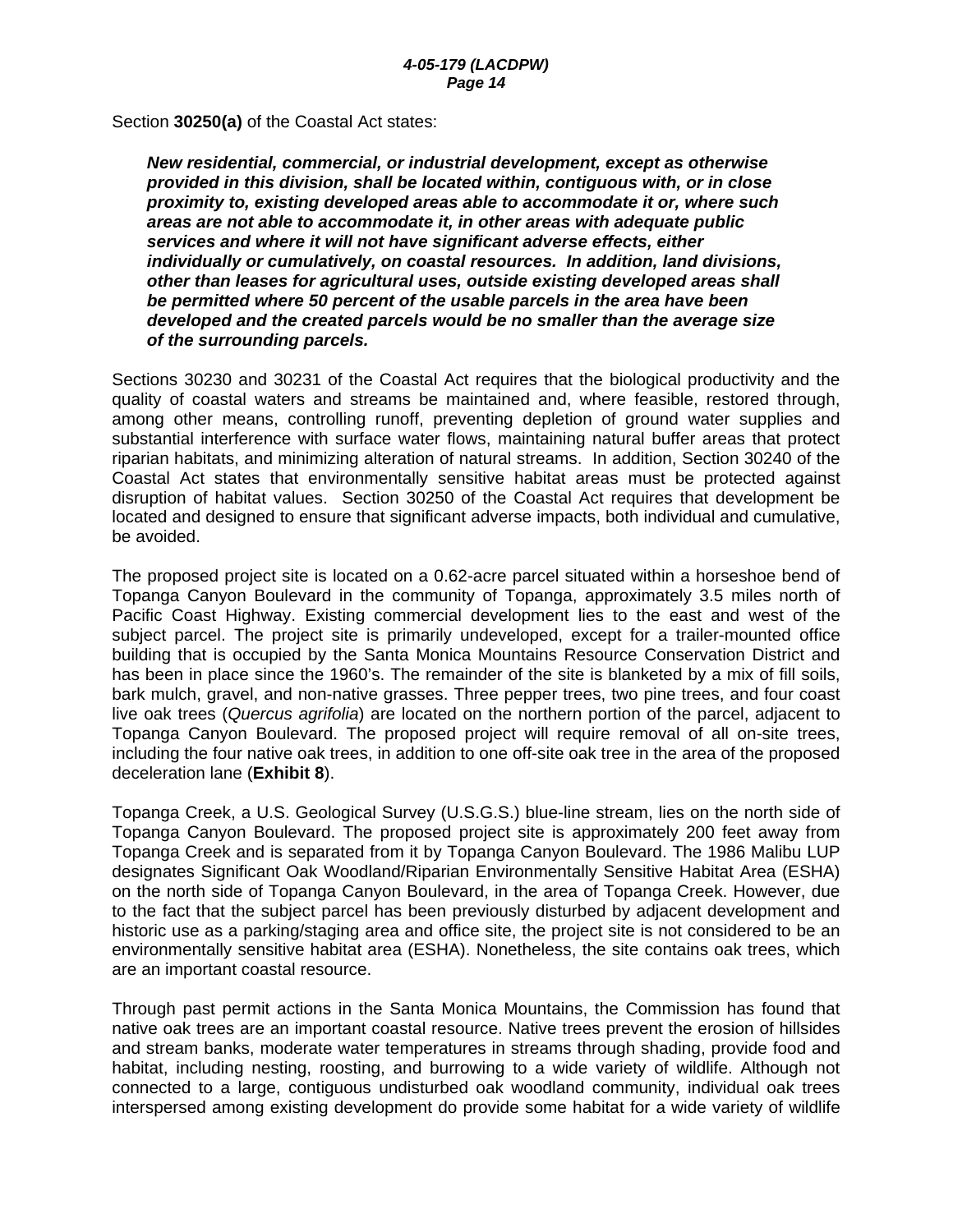Section **30250(a)** of the Coastal Act states:

> ***New residential, commercial, or industrial development, except as otherwise provided in this division, shall be located within, contiguous with, or in close proximity to, existing developed areas able to accommodate it or, where such areas are not able to accommodate it, in other areas with adequate public services and where it will not have significant adverse effects, either individually or cumulatively, on coastal resources. In addition, land divisions, other than leases for agricultural uses, outside existing developed areas shall be permitted where 50 percent of the usable parcels in the area have been developed and the created parcels would be no smaller than the average size of the surrounding parcels.***

Sections 30230 and 30231 of the Coastal Act requires that the biological productivity and the quality of coastal waters and streams be maintained and, where feasible, restored through, among other means, controlling runoff, preventing depletion of ground water supplies and substantial interference with surface water flows, maintaining natural buffer areas that protect riparian habitats, and minimizing alteration of natural streams. In addition, Section 30240 of the Coastal Act states that environmentally sensitive habitat areas must be protected against disruption of habitat values. Section 30250 of the Coastal Act requires that development be located and designed to ensure that significant adverse impacts, both individual and cumulative, be avoided.

The proposed project site is located on a 0.62-acre parcel situated within a horseshoe bend of Topanga Canyon Boulevard in the community of Topanga, approximately 3.5 miles north of Pacific Coast Highway. Existing commercial development lies to the east and west of the subject parcel. The project site is primarily undeveloped, except for a trailer-mounted office building that is occupied by the Santa Monica Mountains Resource Conservation District and has been in place since the 1960's. The remainder of the site is blanketed by a mix of fill soils, bark mulch, gravel, and non-native grasses. Three pepper trees, two pine trees, and four coast live oak trees (*Quercus agrifolia*) are located on the northern portion of the parcel, adjacent to Topanga Canyon Boulevard. The proposed project will require removal of all on-site trees, including the four native oak trees, in addition to one off-site oak tree in the area of the proposed deceleration lane (**Exhibit 8**).

Topanga Creek, a U.S. Geological Survey (U.S.G.S.) blue-line stream, lies on the north side of Topanga Canyon Boulevard. The proposed project site is approximately 200 feet away from Topanga Creek and is separated from it by Topanga Canyon Boulevard. The 1986 Malibu LUP designates Significant Oak Woodland/Riparian Environmentally Sensitive Habitat Area (ESHA) on the north side of Topanga Canyon Boulevard, in the area of Topanga Creek. However, due to the fact that the subject parcel has been previously disturbed by adjacent development and historic use as a parking/staging area and office site, the project site is not considered to be an environmentally sensitive habitat area (ESHA). Nonetheless, the site contains oak trees, which are an important coastal resource.

Through past permit actions in the Santa Monica Mountains, the Commission has found that native oak trees are an important coastal resource. Native trees prevent the erosion of hillsides and stream banks, moderate water temperatures in streams through shading, provide food and habitat, including nesting, roosting, and burrowing to a wide variety of wildlife. Although not connected to a large, contiguous undisturbed oak woodland community, individual oak trees interspersed among existing development do provide some habitat for a wide variety of wildlife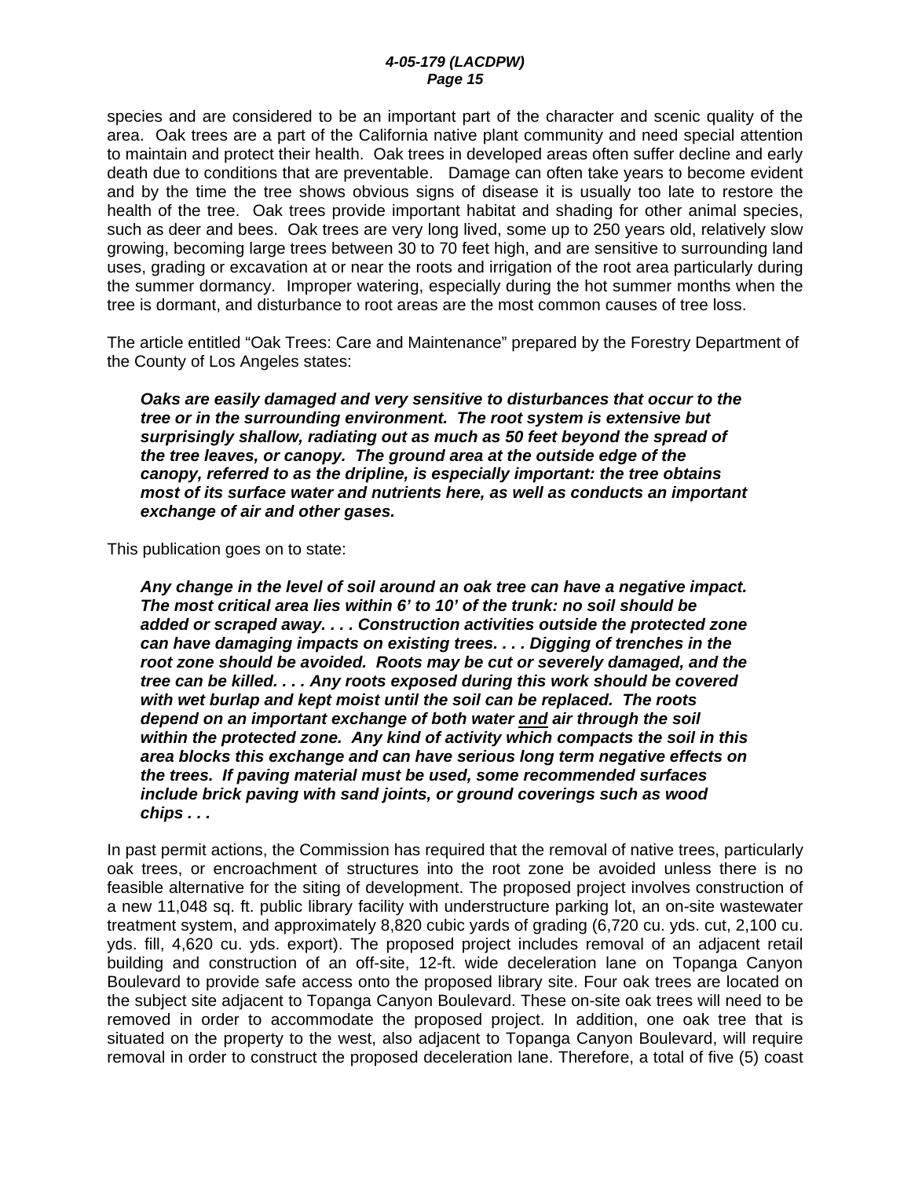species and are considered to be an important part of the character and scenic quality of the area. Oak trees are a part of the California native plant community and need special attention to maintain and protect their health. Oak trees in developed areas often suffer decline and early death due to conditions that are preventable. Damage can often take years to become evident and by the time the tree shows obvious signs of disease it is usually too late to restore the health of the tree. Oak trees provide important habitat and shading for other animal species, such as deer and bees. Oak trees are very long lived, some up to 250 years old, relatively slow growing, becoming large trees between 30 to 70 feet high, and are sensitive to surrounding land uses, grading or excavation at or near the roots and irrigation of the root area particularly during the summer dormancy. Improper watering, especially during the hot summer months when the tree is dormant, and disturbance to root areas are the most common causes of tree loss.

The article entitled "Oak Trees: Care and Maintenance" prepared by the Forestry Department of the County of Los Angeles states:

> ***Oaks are easily damaged and very sensitive to disturbances that occur to the tree or in the surrounding environment. The root system is extensive but surprisingly shallow, radiating out as much as 50 feet beyond the spread of the tree leaves, or canopy. The ground area at the outside edge of the canopy, referred to as the dripline, is especially important: the tree obtains most of its surface water and nutrients here, as well as conducts an important exchange of air and other gases.***

This publication goes on to state:

> ***Any change in the level of soil around an oak tree can have a negative impact. The most critical area lies within 6' to 10' of the trunk: no soil should be added or scraped away. . . . Construction activities outside the protected zone can have damaging impacts on existing trees. . . . Digging of trenches in the root zone should be avoided. Roots may be cut or severely damaged, and the tree can be killed. . . . Any roots exposed during this work should be covered with wet burlap and kept moist until the soil can be replaced. The roots depend on an important exchange of both water <u>and</u> air through the soil within the protected zone. Any kind of activity which compacts the soil in this area blocks this exchange and can have serious long term negative effects on the trees. If paving material must be used, some recommended surfaces include brick paving with sand joints, or ground coverings such as wood chips . . .***

In past permit actions, the Commission has required that the removal of native trees, particularly oak trees, or encroachment of structures into the root zone be avoided unless there is no feasible alternative for the siting of development. The proposed project involves construction of a new 11,048 sq. ft. public library facility with understructure parking lot, an on-site wastewater treatment system, and approximately 8,820 cubic yards of grading (6,720 cu. yds. cut, 2,100 cu. yds. fill, 4,620 cu. yds. export). The proposed project includes removal of an adjacent retail building and construction of an off-site, 12-ft. wide deceleration lane on Topanga Canyon Boulevard to provide safe access onto the proposed library site. Four oak trees are located on the subject site adjacent to Topanga Canyon Boulevard. These on-site oak trees will need to be removed in order to accommodate the proposed project. In addition, one oak tree that is situated on the property to the west, also adjacent to Topanga Canyon Boulevard, will require removal in order to construct the proposed deceleration lane. Therefore, a total of five (5) coast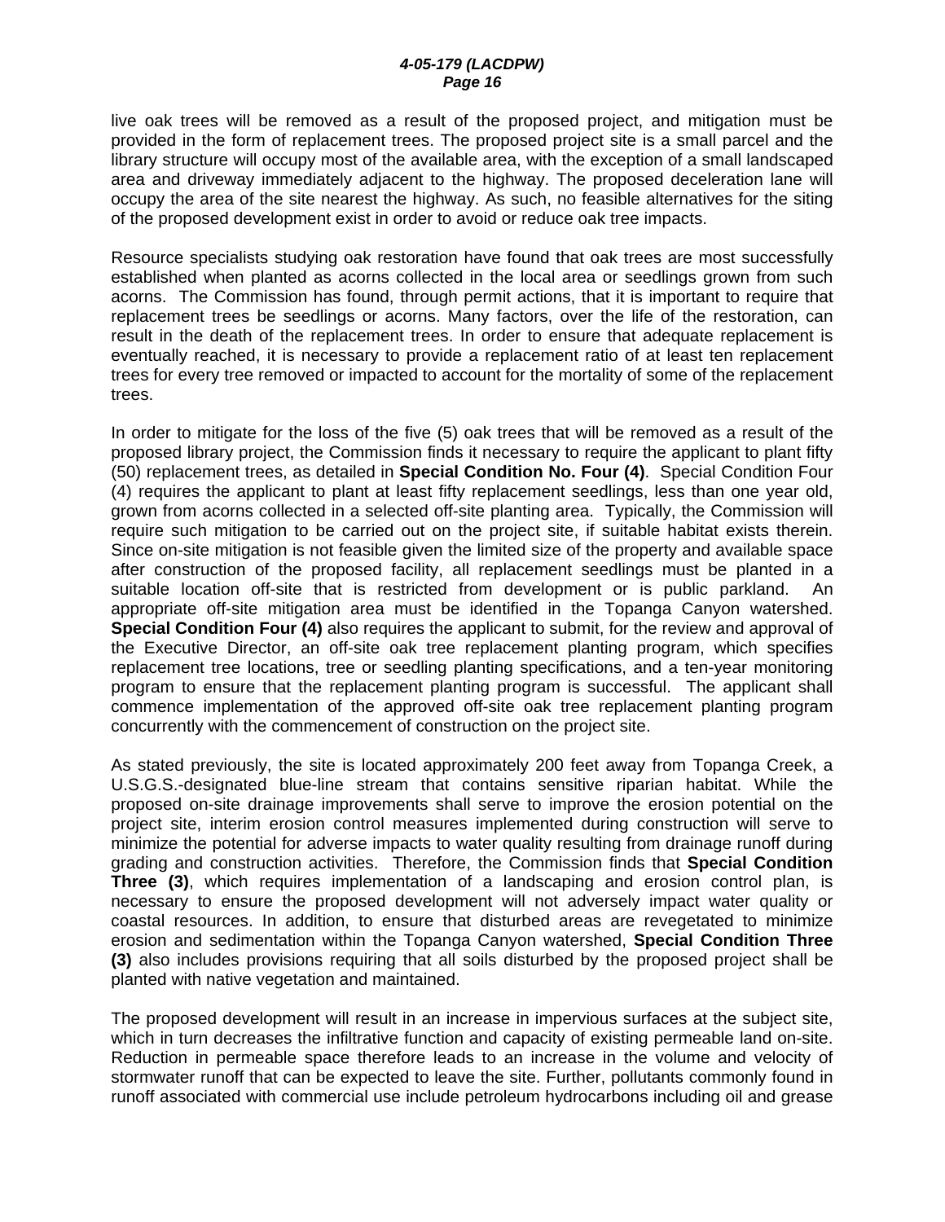live oak trees will be removed as a result of the proposed project, and mitigation must be provided in the form of replacement trees. The proposed project site is a small parcel and the library structure will occupy most of the available area, with the exception of a small landscaped area and driveway immediately adjacent to the highway. The proposed deceleration lane will occupy the area of the site nearest the highway. As such, no feasible alternatives for the siting of the proposed development exist in order to avoid or reduce oak tree impacts.

Resource specialists studying oak restoration have found that oak trees are most successfully established when planted as acorns collected in the local area or seedlings grown from such acorns. The Commission has found, through permit actions, that it is important to require that replacement trees be seedlings or acorns. Many factors, over the life of the restoration, can result in the death of the replacement trees. In order to ensure that adequate replacement is eventually reached, it is necessary to provide a replacement ratio of at least ten replacement trees for every tree removed or impacted to account for the mortality of some of the replacement trees.

In order to mitigate for the loss of the five (5) oak trees that will be removed as a result of the proposed library project, the Commission finds it necessary to require the applicant to plant fifty (50) replacement trees, as detailed in **Special Condition No. Four (4)**. Special Condition Four (4) requires the applicant to plant at least fifty replacement seedlings, less than one year old, grown from acorns collected in a selected off-site planting area. Typically, the Commission will require such mitigation to be carried out on the project site, if suitable habitat exists therein. Since on-site mitigation is not feasible given the limited size of the property and available space after construction of the proposed facility, all replacement seedlings must be planted in a suitable location off-site that is restricted from development or is public parkland. An appropriate off-site mitigation area must be identified in the Topanga Canyon watershed. **Special Condition Four (4)** also requires the applicant to submit, for the review and approval of the Executive Director, an off-site oak tree replacement planting program, which specifies replacement tree locations, tree or seedling planting specifications, and a ten-year monitoring program to ensure that the replacement planting program is successful. The applicant shall commence implementation of the approved off-site oak tree replacement planting program concurrently with the commencement of construction on the project site.

As stated previously, the site is located approximately 200 feet away from Topanga Creek, a U.S.G.S.-designated blue-line stream that contains sensitive riparian habitat. While the proposed on-site drainage improvements shall serve to improve the erosion potential on the project site, interim erosion control measures implemented during construction will serve to minimize the potential for adverse impacts to water quality resulting from drainage runoff during grading and construction activities. Therefore, the Commission finds that **Special Condition Three (3)**, which requires implementation of a landscaping and erosion control plan, is necessary to ensure the proposed development will not adversely impact water quality or coastal resources. In addition, to ensure that disturbed areas are revegetated to minimize erosion and sedimentation within the Topanga Canyon watershed, **Special Condition Three (3)** also includes provisions requiring that all soils disturbed by the proposed project shall be planted with native vegetation and maintained.

The proposed development will result in an increase in impervious surfaces at the subject site, which in turn decreases the infiltrative function and capacity of existing permeable land on-site. Reduction in permeable space therefore leads to an increase in the volume and velocity of stormwater runoff that can be expected to leave the site. Further, pollutants commonly found in runoff associated with commercial use include petroleum hydrocarbons including oil and grease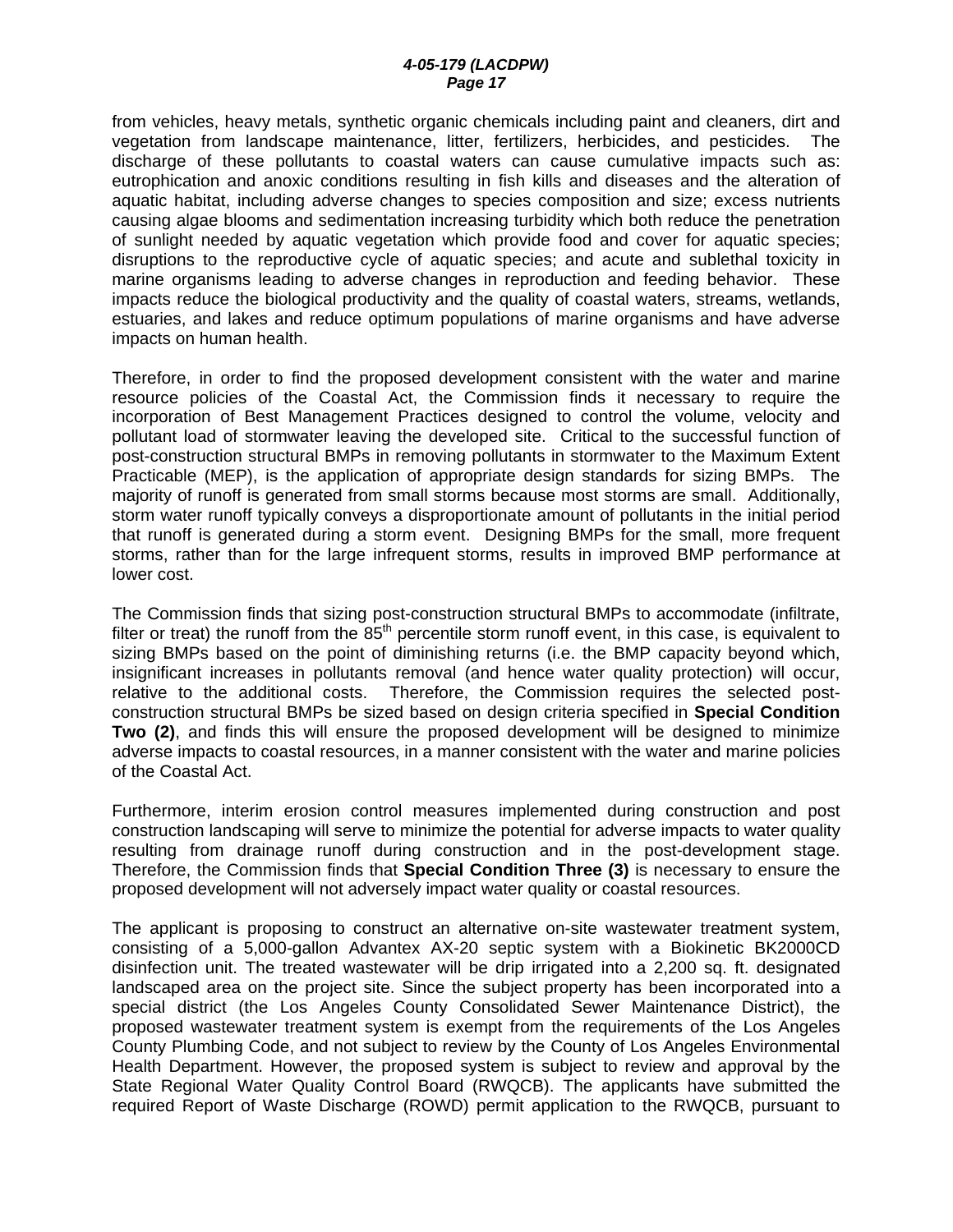from vehicles, heavy metals, synthetic organic chemicals including paint and cleaners, dirt and vegetation from landscape maintenance, litter, fertilizers, herbicides, and pesticides. The discharge of these pollutants to coastal waters can cause cumulative impacts such as: eutrophication and anoxic conditions resulting in fish kills and diseases and the alteration of aquatic habitat, including adverse changes to species composition and size; excess nutrients causing algae blooms and sedimentation increasing turbidity which both reduce the penetration of sunlight needed by aquatic vegetation which provide food and cover for aquatic species; disruptions to the reproductive cycle of aquatic species; and acute and sublethal toxicity in marine organisms leading to adverse changes in reproduction and feeding behavior. These impacts reduce the biological productivity and the quality of coastal waters, streams, wetlands, estuaries, and lakes and reduce optimum populations of marine organisms and have adverse impacts on human health.

Therefore, in order to find the proposed development consistent with the water and marine resource policies of the Coastal Act, the Commission finds it necessary to require the incorporation of Best Management Practices designed to control the volume, velocity and pollutant load of stormwater leaving the developed site. Critical to the successful function of post-construction structural BMPs in removing pollutants in stormwater to the Maximum Extent Practicable (MEP), is the application of appropriate design standards for sizing BMPs. The majority of runoff is generated from small storms because most storms are small. Additionally, storm water runoff typically conveys a disproportionate amount of pollutants in the initial period that runoff is generated during a storm event. Designing BMPs for the small, more frequent storms, rather than for the large infrequent storms, results in improved BMP performance at lower cost.

The Commission finds that sizing post-construction structural BMPs to accommodate (infiltrate, filter or treat) the runoff from the 85$^{th}$ percentile storm runoff event, in this case, is equivalent to sizing BMPs based on the point of diminishing returns (i.e. the BMP capacity beyond which, insignificant increases in pollutants removal (and hence water quality protection) will occur, relative to the additional costs. Therefore, the Commission requires the selected post-construction structural BMPs be sized based on design criteria specified in **Special Condition Two (2)**, and finds this will ensure the proposed development will be designed to minimize adverse impacts to coastal resources, in a manner consistent with the water and marine policies of the Coastal Act.

Furthermore, interim erosion control measures implemented during construction and post construction landscaping will serve to minimize the potential for adverse impacts to water quality resulting from drainage runoff during construction and in the post-development stage. Therefore, the Commission finds that **Special Condition Three (3)** is necessary to ensure the proposed development will not adversely impact water quality or coastal resources.

The applicant is proposing to construct an alternative on-site wastewater treatment system, consisting of a 5,000-gallon Advantex AX-20 septic system with a Biokinetic BK2000CD disinfection unit. The treated wastewater will be drip irrigated into a 2,200 sq. ft. designated landscaped area on the project site. Since the subject property has been incorporated into a special district (the Los Angeles County Consolidated Sewer Maintenance District), the proposed wastewater treatment system is exempt from the requirements of the Los Angeles County Plumbing Code, and not subject to review by the County of Los Angeles Environmental Health Department. However, the proposed system is subject to review and approval by the State Regional Water Quality Control Board (RWQCB). The applicants have submitted the required Report of Waste Discharge (ROWD) permit application to the RWQCB, pursuant to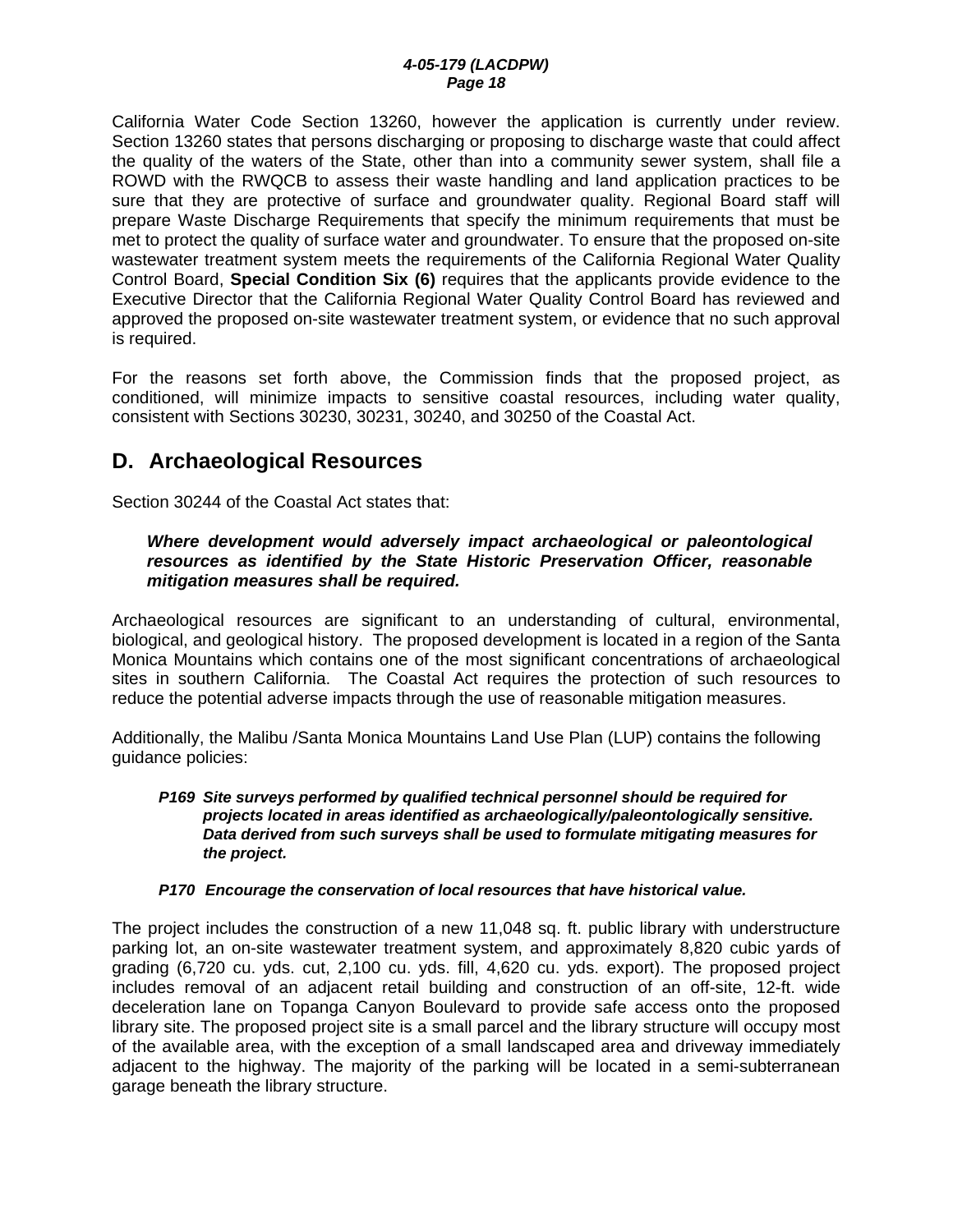California Water Code Section 13260, however the application is currently under review. Section 13260 states that persons discharging or proposing to discharge waste that could affect the quality of the waters of the State, other than into a community sewer system, shall file a ROWD with the RWQCB to assess their waste handling and land application practices to be sure that they are protective of surface and groundwater quality. Regional Board staff will prepare Waste Discharge Requirements that specify the minimum requirements that must be met to protect the quality of surface water and groundwater. To ensure that the proposed on-site wastewater treatment system meets the requirements of the California Regional Water Quality Control Board, **Special Condition Six (6)** requires that the applicants provide evidence to the Executive Director that the California Regional Water Quality Control Board has reviewed and approved the proposed on-site wastewater treatment system, or evidence that no such approval is required.

For the reasons set forth above, the Commission finds that the proposed project, as conditioned, will minimize impacts to sensitive coastal resources, including water quality, consistent with Sections 30230, 30231, 30240, and 30250 of the Coastal Act.

## D. Archaeological Resources

Section 30244 of the Coastal Act states that:

> ***Where development would adversely impact archaeological or paleontological resources as identified by the State Historic Preservation Officer, reasonable mitigation measures shall be required.***

Archaeological resources are significant to an understanding of cultural, environmental, biological, and geological history. The proposed development is located in a region of the Santa Monica Mountains which contains one of the most significant concentrations of archaeological sites in southern California. The Coastal Act requires the protection of such resources to reduce the potential adverse impacts through the use of reasonable mitigation measures.

Additionally, the Malibu /Santa Monica Mountains Land Use Plan (LUP) contains the following guidance policies:

> ***P169 Site surveys performed by qualified technical personnel should be required for projects located in areas identified as archaeologically/paleontologically sensitive. Data derived from such surveys shall be used to formulate mitigating measures for the project.***
>
> ***P170 Encourage the conservation of local resources that have historical value.***

The project includes the construction of a new 11,048 sq. ft. public library with understructure parking lot, an on-site wastewater treatment system, and approximately 8,820 cubic yards of grading (6,720 cu. yds. cut, 2,100 cu. yds. fill, 4,620 cu. yds. export). The proposed project includes removal of an adjacent retail building and construction of an off-site, 12-ft. wide deceleration lane on Topanga Canyon Boulevard to provide safe access onto the proposed library site. The proposed project site is a small parcel and the library structure will occupy most of the available area, with the exception of a small landscaped area and driveway immediately adjacent to the highway. The majority of the parking will be located in a semi-subterranean garage beneath the library structure.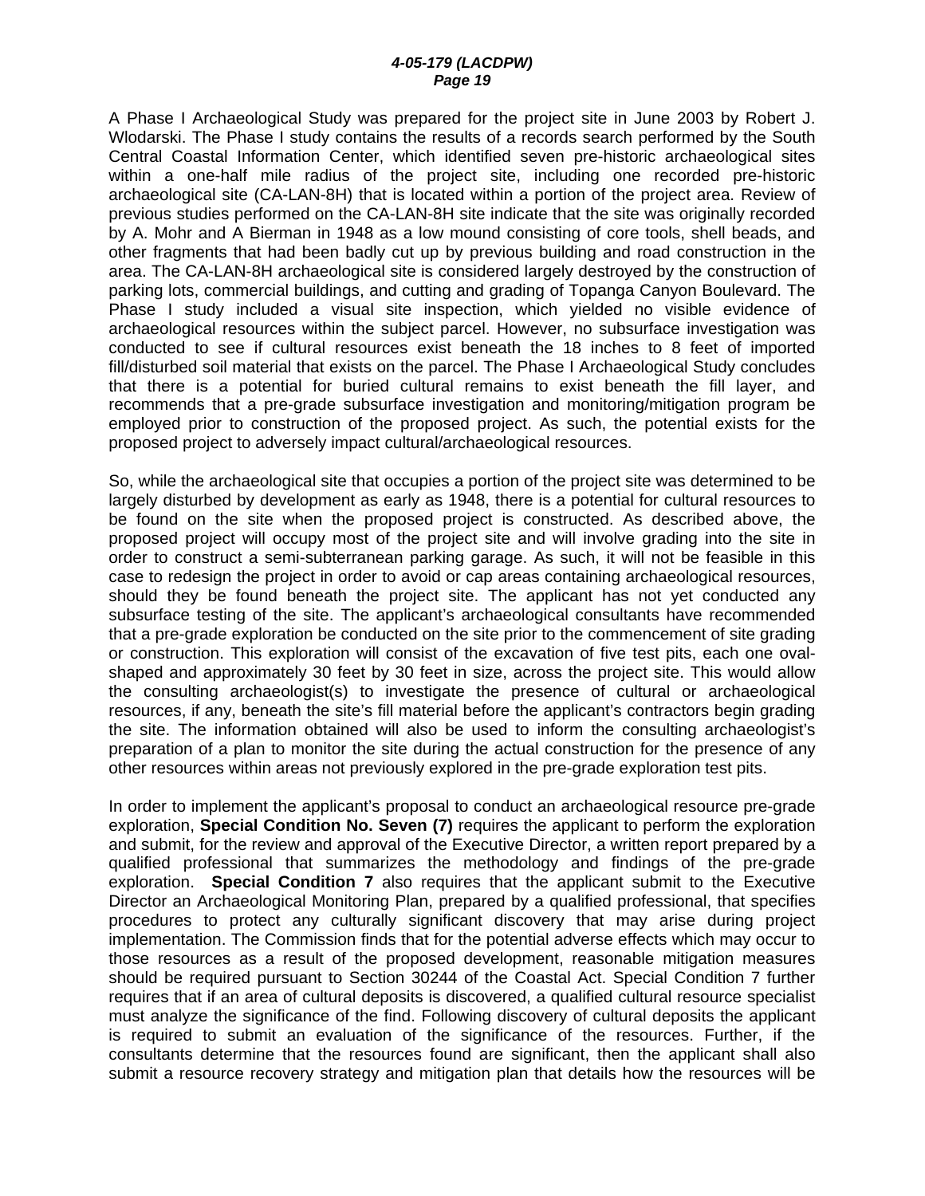A Phase I Archaeological Study was prepared for the project site in June 2003 by Robert J. Wlodarski. The Phase I study contains the results of a records search performed by the South Central Coastal Information Center, which identified seven pre-historic archaeological sites within a one-half mile radius of the project site, including one recorded pre-historic archaeological site (CA-LAN-8H) that is located within a portion of the project area. Review of previous studies performed on the CA-LAN-8H site indicate that the site was originally recorded by A. Mohr and A Bierman in 1948 as a low mound consisting of core tools, shell beads, and other fragments that had been badly cut up by previous building and road construction in the area. The CA-LAN-8H archaeological site is considered largely destroyed by the construction of parking lots, commercial buildings, and cutting and grading of Topanga Canyon Boulevard. The Phase I study included a visual site inspection, which yielded no visible evidence of archaeological resources within the subject parcel. However, no subsurface investigation was conducted to see if cultural resources exist beneath the 18 inches to 8 feet of imported fill/disturbed soil material that exists on the parcel. The Phase I Archaeological Study concludes that there is a potential for buried cultural remains to exist beneath the fill layer, and recommends that a pre-grade subsurface investigation and monitoring/mitigation program be employed prior to construction of the proposed project. As such, the potential exists for the proposed project to adversely impact cultural/archaeological resources.

So, while the archaeological site that occupies a portion of the project site was determined to be largely disturbed by development as early as 1948, there is a potential for cultural resources to be found on the site when the proposed project is constructed. As described above, the proposed project will occupy most of the project site and will involve grading into the site in order to construct a semi-subterranean parking garage. As such, it will not be feasible in this case to redesign the project in order to avoid or cap areas containing archaeological resources, should they be found beneath the project site. The applicant has not yet conducted any subsurface testing of the site. The applicant's archaeological consultants have recommended that a pre-grade exploration be conducted on the site prior to the commencement of site grading or construction. This exploration will consist of the excavation of five test pits, each one oval-shaped and approximately 30 feet by 30 feet in size, across the project site. This would allow the consulting archaeologist(s) to investigate the presence of cultural or archaeological resources, if any, beneath the site's fill material before the applicant's contractors begin grading the site. The information obtained will also be used to inform the consulting archaeologist's preparation of a plan to monitor the site during the actual construction for the presence of any other resources within areas not previously explored in the pre-grade exploration test pits.

In order to implement the applicant's proposal to conduct an archaeological resource pre-grade exploration, **Special Condition No. Seven (7)** requires the applicant to perform the exploration and submit, for the review and approval of the Executive Director, a written report prepared by a qualified professional that summarizes the methodology and findings of the pre-grade exploration. **Special Condition 7** also requires that the applicant submit to the Executive Director an Archaeological Monitoring Plan, prepared by a qualified professional, that specifies procedures to protect any culturally significant discovery that may arise during project implementation. The Commission finds that for the potential adverse effects which may occur to those resources as a result of the proposed development, reasonable mitigation measures should be required pursuant to Section 30244 of the Coastal Act. Special Condition 7 further requires that if an area of cultural deposits is discovered, a qualified cultural resource specialist must analyze the significance of the find. Following discovery of cultural deposits the applicant is required to submit an evaluation of the significance of the resources. Further, if the consultants determine that the resources found are significant, then the applicant shall also submit a resource recovery strategy and mitigation plan that details how the resources will be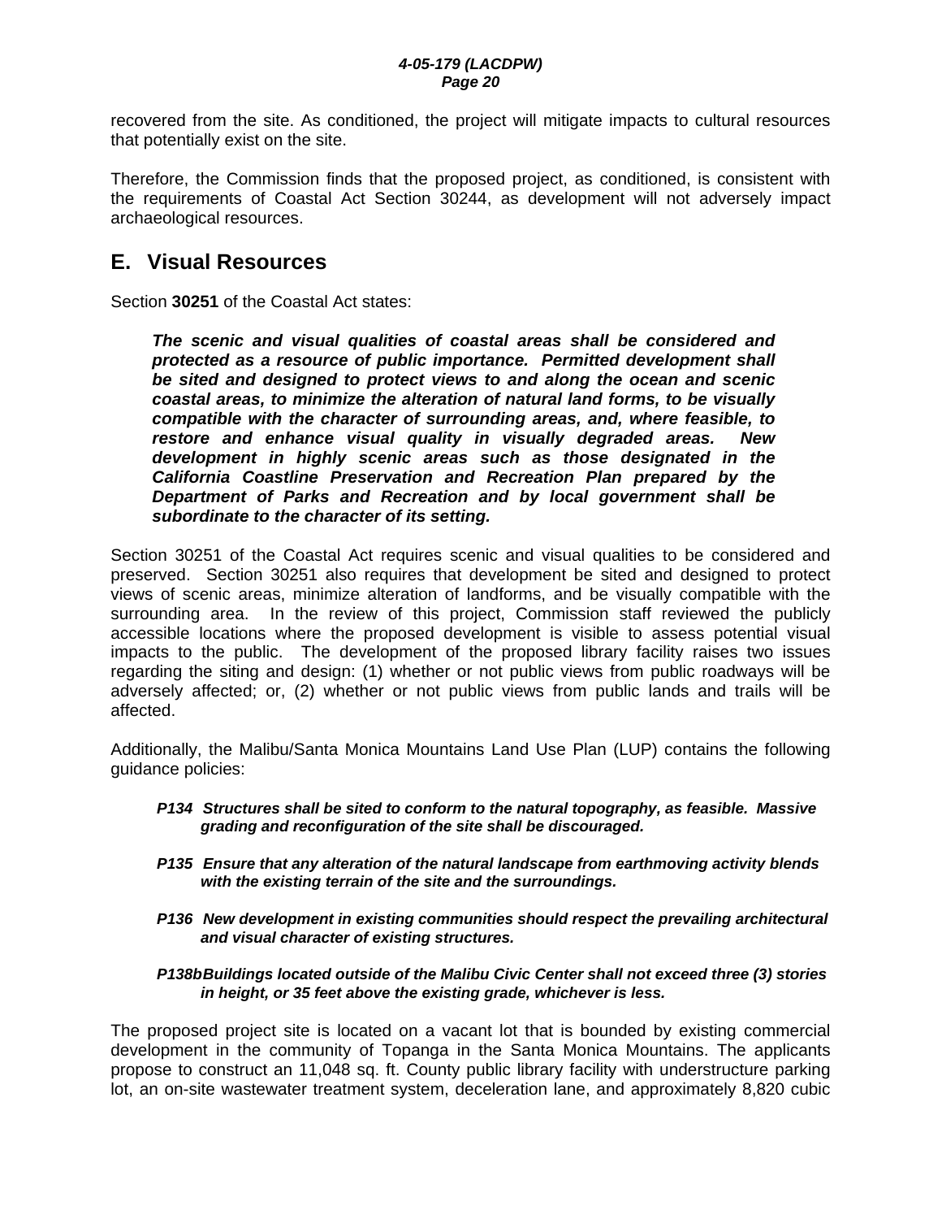recovered from the site. As conditioned, the project will mitigate impacts to cultural resources that potentially exist on the site.

Therefore, the Commission finds that the proposed project, as conditioned, is consistent with the requirements of Coastal Act Section 30244, as development will not adversely impact archaeological resources.

## E. Visual Resources

Section **30251** of the Coastal Act states:

> ***The scenic and visual qualities of coastal areas shall be considered and protected as a resource of public importance. Permitted development shall be sited and designed to protect views to and along the ocean and scenic coastal areas, to minimize the alteration of natural land forms, to be visually compatible with the character of surrounding areas, and, where feasible, to restore and enhance visual quality in visually degraded areas. New development in highly scenic areas such as those designated in the California Coastline Preservation and Recreation Plan prepared by the Department of Parks and Recreation and by local government shall be subordinate to the character of its setting.***

Section 30251 of the Coastal Act requires scenic and visual qualities to be considered and preserved. Section 30251 also requires that development be sited and designed to protect views of scenic areas, minimize alteration of landforms, and be visually compatible with the surrounding area. In the review of this project, Commission staff reviewed the publicly accessible locations where the proposed development is visible to assess potential visual impacts to the public. The development of the proposed library facility raises two issues regarding the siting and design: (1) whether or not public views from public roadways will be adversely affected; or, (2) whether or not public views from public lands and trails will be affected.

Additionally, the Malibu/Santa Monica Mountains Land Use Plan (LUP) contains the following guidance policies:

- ***P134 Structures shall be sited to conform to the natural topography, as feasible. Massive grading and reconfiguration of the site shall be discouraged.***

- ***P135 Ensure that any alteration of the natural landscape from earthmoving activity blends with the existing terrain of the site and the surroundings.***

- ***P136 New development in existing communities should respect the prevailing architectural and visual character of existing structures.***

- ***P138b Buildings located outside of the Malibu Civic Center shall not exceed three (3) stories in height, or 35 feet above the existing grade, whichever is less.***

The proposed project site is located on a vacant lot that is bounded by existing commercial development in the community of Topanga in the Santa Monica Mountains. The applicants propose to construct an 11,048 sq. ft. County public library facility with understructure parking lot, an on-site wastewater treatment system, deceleration lane, and approximately 8,820 cubic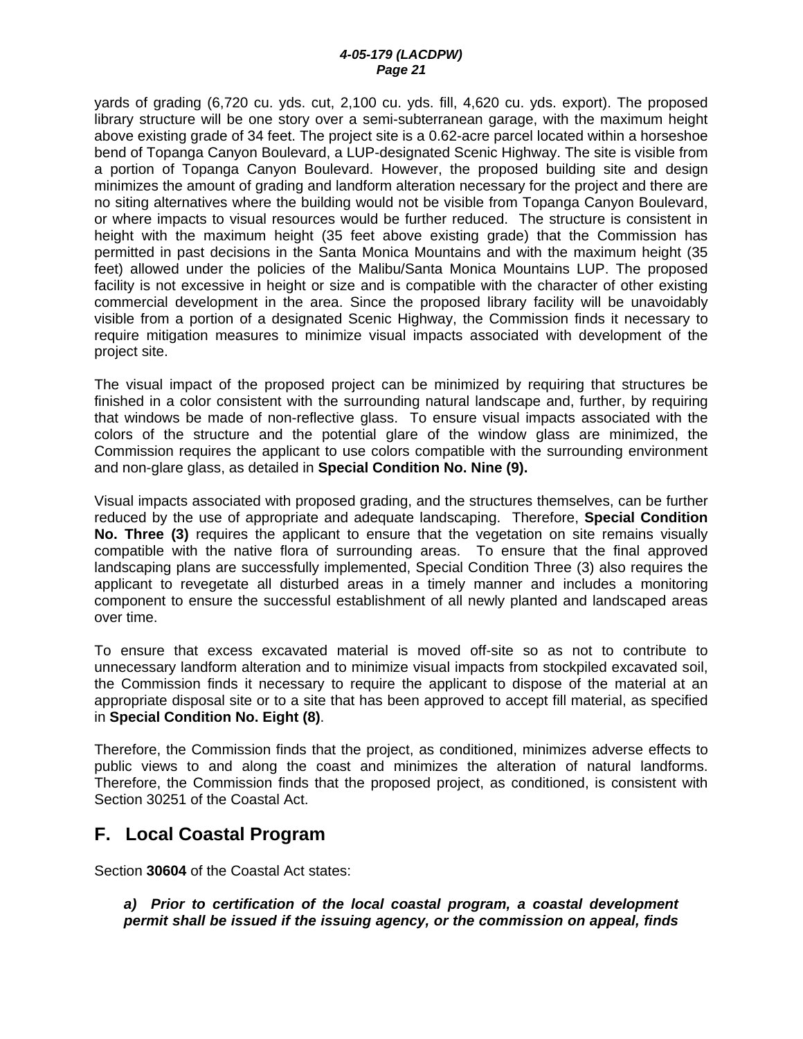yards of grading (6,720 cu. yds. cut, 2,100 cu. yds. fill, 4,620 cu. yds. export). The proposed library structure will be one story over a semi-subterranean garage, with the maximum height above existing grade of 34 feet. The project site is a 0.62-acre parcel located within a horseshoe bend of Topanga Canyon Boulevard, a LUP-designated Scenic Highway. The site is visible from a portion of Topanga Canyon Boulevard. However, the proposed building site and design minimizes the amount of grading and landform alteration necessary for the project and there are no siting alternatives where the building would not be visible from Topanga Canyon Boulevard, or where impacts to visual resources would be further reduced. The structure is consistent in height with the maximum height (35 feet above existing grade) that the Commission has permitted in past decisions in the Santa Monica Mountains and with the maximum height (35 feet) allowed under the policies of the Malibu/Santa Monica Mountains LUP. The proposed facility is not excessive in height or size and is compatible with the character of other existing commercial development in the area. Since the proposed library facility will be unavoidably visible from a portion of a designated Scenic Highway, the Commission finds it necessary to require mitigation measures to minimize visual impacts associated with development of the project site.

The visual impact of the proposed project can be minimized by requiring that structures be finished in a color consistent with the surrounding natural landscape and, further, by requiring that windows be made of non-reflective glass. To ensure visual impacts associated with the colors of the structure and the potential glare of the window glass are minimized, the Commission requires the applicant to use colors compatible with the surrounding environment and non-glare glass, as detailed in **Special Condition No. Nine (9).**

Visual impacts associated with proposed grading, and the structures themselves, can be further reduced by the use of appropriate and adequate landscaping. Therefore, **Special Condition No. Three (3)** requires the applicant to ensure that the vegetation on site remains visually compatible with the native flora of surrounding areas. To ensure that the final approved landscaping plans are successfully implemented, Special Condition Three (3) also requires the applicant to revegetate all disturbed areas in a timely manner and includes a monitoring component to ensure the successful establishment of all newly planted and landscaped areas over time.

To ensure that excess excavated material is moved off-site so as not to contribute to unnecessary landform alteration and to minimize visual impacts from stockpiled excavated soil, the Commission finds it necessary to require the applicant to dispose of the material at an appropriate disposal site or to a site that has been approved to accept fill material, as specified in **Special Condition No. Eight (8)**.

Therefore, the Commission finds that the project, as conditioned, minimizes adverse effects to public views to and along the coast and minimizes the alteration of natural landforms. Therefore, the Commission finds that the proposed project, as conditioned, is consistent with Section 30251 of the Coastal Act.

## F. Local Coastal Program

Section **30604** of the Coastal Act states:

> ***a) Prior to certification of the local coastal program, a coastal development permit shall be issued if the issuing agency, or the commission on appeal, finds***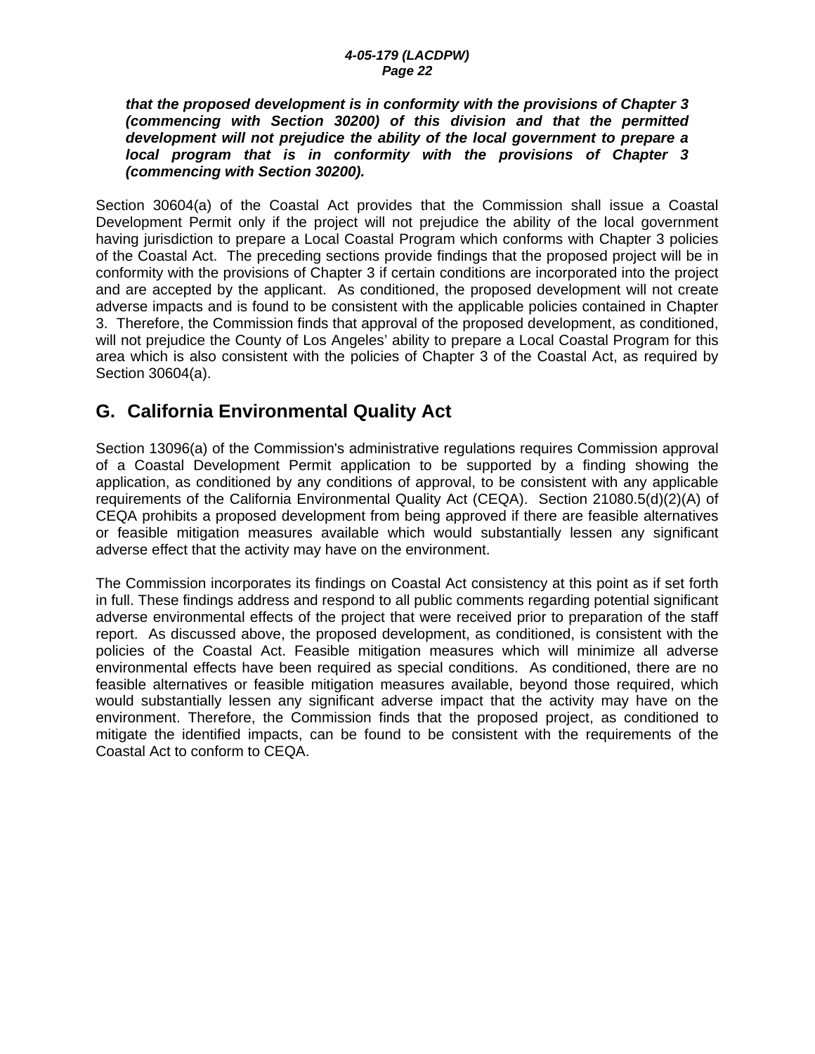***that the proposed development is in conformity with the provisions of Chapter 3 (commencing with Section 30200) of this division and that the permitted development will not prejudice the ability of the local government to prepare a local program that is in conformity with the provisions of Chapter 3 (commencing with Section 30200).***

Section 30604(a) of the Coastal Act provides that the Commission shall issue a Coastal Development Permit only if the project will not prejudice the ability of the local government having jurisdiction to prepare a Local Coastal Program which conforms with Chapter 3 policies of the Coastal Act. The preceding sections provide findings that the proposed project will be in conformity with the provisions of Chapter 3 if certain conditions are incorporated into the project and are accepted by the applicant. As conditioned, the proposed development will not create adverse impacts and is found to be consistent with the applicable policies contained in Chapter 3. Therefore, the Commission finds that approval of the proposed development, as conditioned, will not prejudice the County of Los Angeles' ability to prepare a Local Coastal Program for this area which is also consistent with the policies of Chapter 3 of the Coastal Act, as required by Section 30604(a).

## G. California Environmental Quality Act

Section 13096(a) of the Commission's administrative regulations requires Commission approval of a Coastal Development Permit application to be supported by a finding showing the application, as conditioned by any conditions of approval, to be consistent with any applicable requirements of the California Environmental Quality Act (CEQA). Section 21080.5(d)(2)(A) of CEQA prohibits a proposed development from being approved if there are feasible alternatives or feasible mitigation measures available which would substantially lessen any significant adverse effect that the activity may have on the environment.

The Commission incorporates its findings on Coastal Act consistency at this point as if set forth in full. These findings address and respond to all public comments regarding potential significant adverse environmental effects of the project that were received prior to preparation of the staff report. As discussed above, the proposed development, as conditioned, is consistent with the policies of the Coastal Act. Feasible mitigation measures which will minimize all adverse environmental effects have been required as special conditions. As conditioned, there are no feasible alternatives or feasible mitigation measures available, beyond those required, which would substantially lessen any significant adverse impact that the activity may have on the environment. Therefore, the Commission finds that the proposed project, as conditioned to mitigate the identified impacts, can be found to be consistent with the requirements of the Coastal Act to conform to CEQA.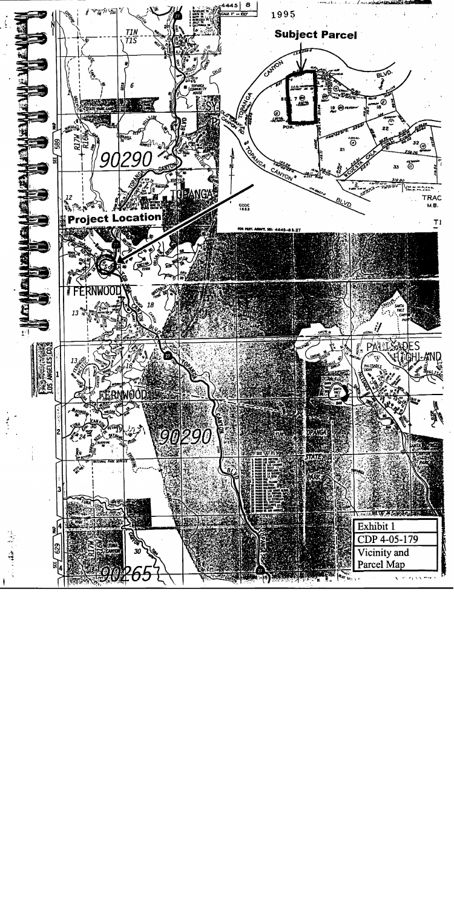**Subject Parcel**

**Project Location**

Exhibit 1
CDP 4-05-179
Vicinity and
Parcel Map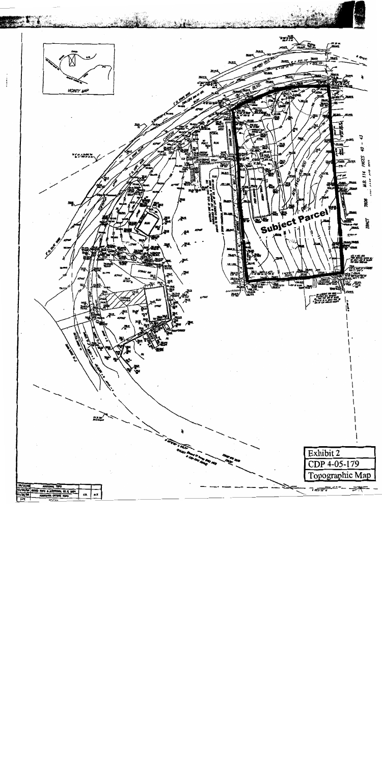VICINITY MAP

Subject Parcel

Exhibit 2

CDP 4-05-179

Topographic Map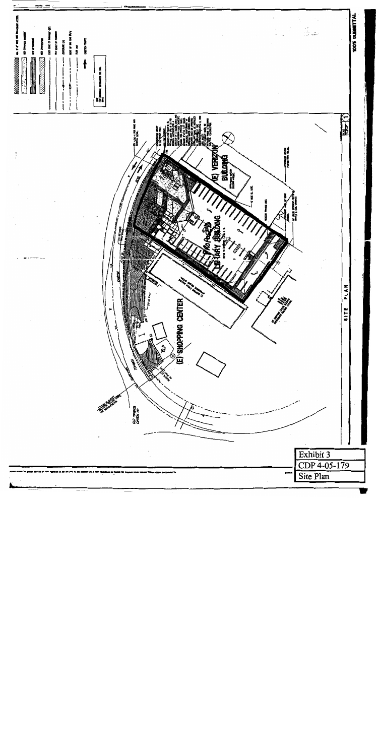Exhibit 3

CDP 4-05-179

Site Plan

100% SUBMITTAL

SITE PLAN

(E) SHOPPING CENTER

(E) VERIZON BUILDING

(E) LIBRARY BUILDING

OLD TOPANGA CANYON RD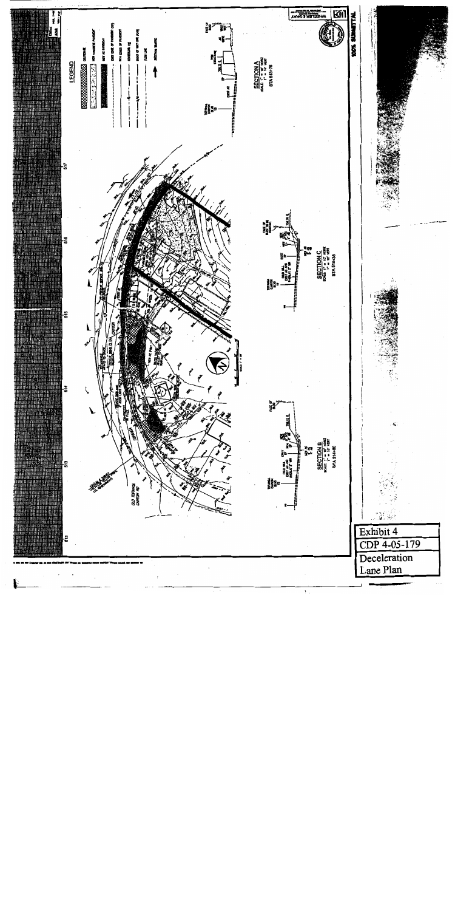Exhibit 4

CDP 4-05-179

Deceleration Lane Plan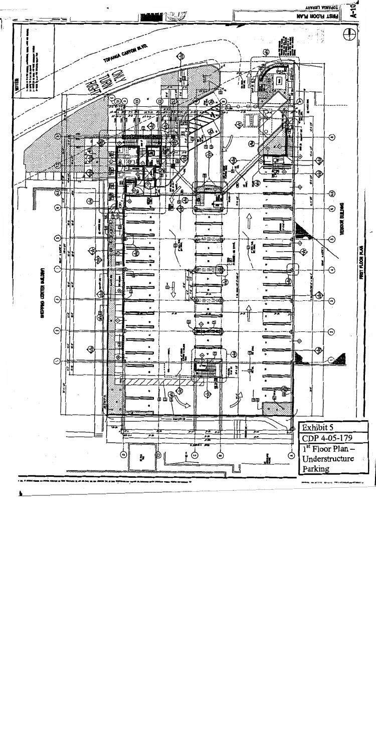TOPANGA LIBRARY

FIRST FLOOR PLAN

A-10

TOPANGA CANYON BLVD.

RIGHT TURN ONLY

SHOPPING CENTER BUILDING

VENDOR BUILDING

FIRST FLOOR PLAN

Exhibit 5
CDP 4-05-179
1st Floor Plan – Understructure Parking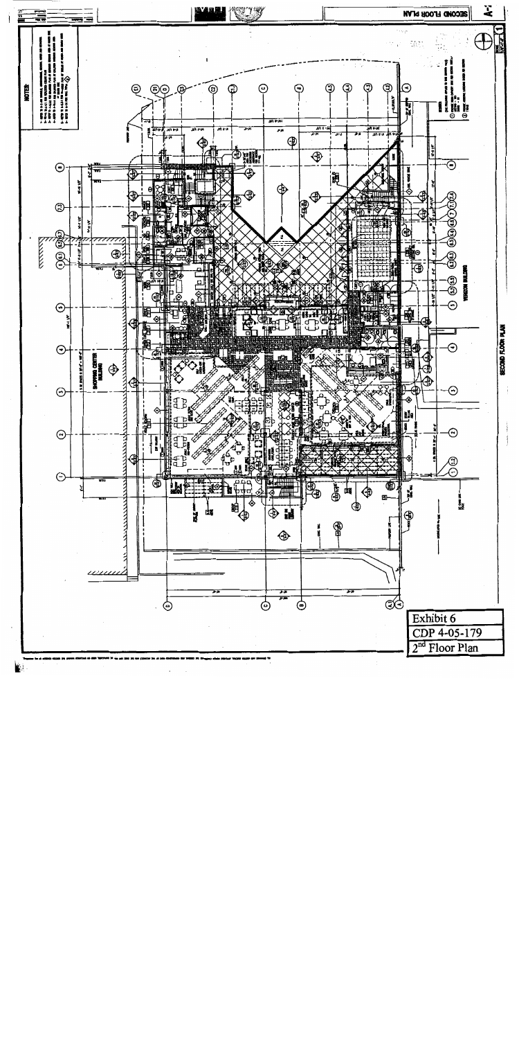SECOND FLOOR PLAN

VERIZON BUILDING

SHOPPING CENTER BUILDING

SECOND FLOOR PLAN

NOTES

| Exhibit 6 |
| --- |
| CDP 4-05-179 |
| 2nd Floor Plan |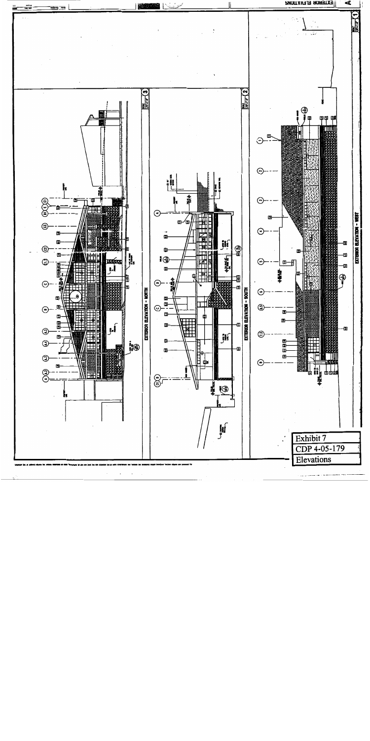EXTERIOR ELEVATIONS

EXTERIOR ELEVATION - WEST

EXTERIOR ELEVATION - SOUTH

EXTERIOR ELEVATION - NORTH

Exhibit 7

CDP 4-05-179

Elevations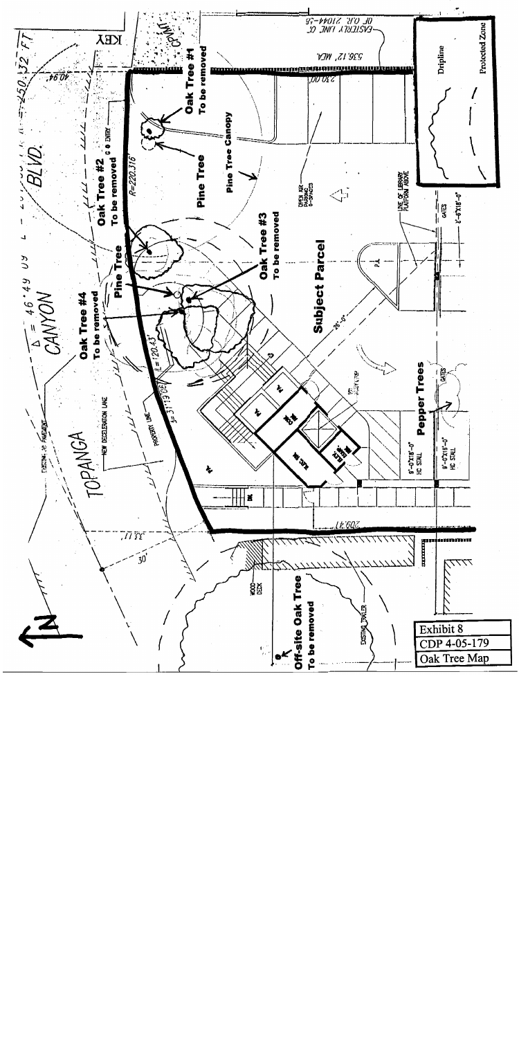Oak Tree #1
To be removed

Oak Tree #2
To be removed

Oak Tree #3
To be removed

Oak Tree #4
To be removed

Pine Tree

Pine Tree

Pine Tree Canopy

Subject Parcel

Pepper Trees

Off-site Oak Tree
To be removed

TOPANGA

CANYON

BLVD.

Dripline

Protected Zone

Exhibit 8
CDP 4-05-179
Oak Tree Map